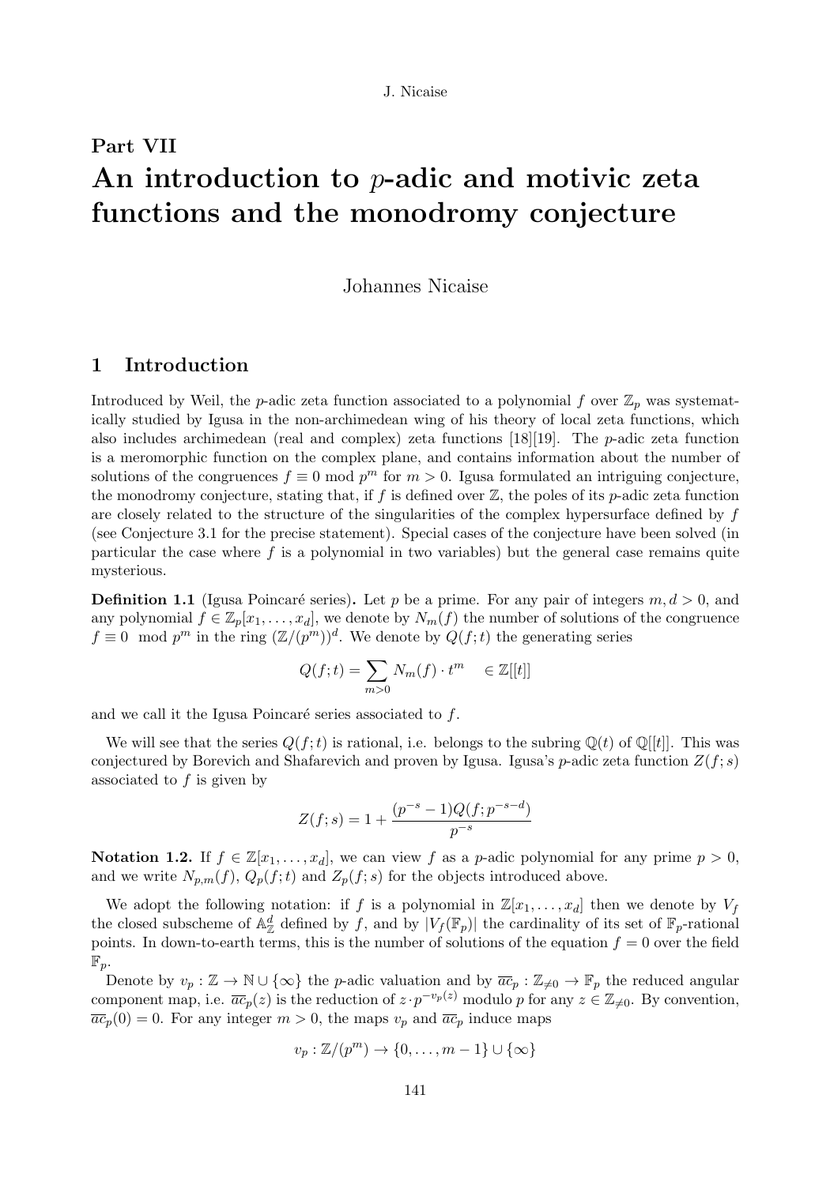# Part VII

# An introduction to $p$-adic and motivic zeta functions and the monodromy conjecture

Johannes Nicaise

## 1 Introduction

Introduced by Weil, the $p$-adic zeta function associated to a polynomial $f$ over $\mathbb{Z}_p$ was systematically studied by Igusa in the non-archimedean wing of his theory of local zeta functions, which also includes archimedean (real and complex) zeta functions [18][19]. The $p$-adic zeta function is a meromorphic function on the complex plane, and contains information about the number of solutions of the congruences $f \equiv 0 \mod p^m$ for $m > 0$. Igusa formulated an intriguing conjecture, the monodromy conjecture, stating that, if $f$ is defined over $\mathbb{Z}$, the poles of its $p$-adic zeta function are closely related to the structure of the singularities of the complex hypersurface defined by $f$ (see Conjecture 3.1 for the precise statement). Special cases of the conjecture have been solved (in particular the case where $f$ is a polynomial in two variables) but the general case remains quite mysterious.

**Definition 1.1** (Igusa Poincaré series)**.** Let $p$ be a prime. For any pair of integers $m, d > 0$, and any polynomial $f \in \mathbb{Z}_p[x_1, \ldots, x_d]$, we denote by $N_m(f)$ the number of solutions of the congruence $f \equiv 0 \mod p^m$ in the ring $(\mathbb{Z}/(p^m))^d$. We denote by $Q(f;t)$ the generating series

$$Q(f;t) = \sum_{m>0} N_m(f) \cdot t^m \quad \in \mathbb{Z}[[t]]$$

and we call it the Igusa Poincaré series associated to $f$.

We will see that the series $Q(f;t)$ is rational, i.e. belongs to the subring $\mathbb{Q}(t)$ of $\mathbb{Q}[[t]]$. This was conjectured by Borevich and Shafarevich and proven by Igusa. Igusa's $p$-adic zeta function $Z(f;s)$ associated to $f$ is given by

$$Z(f;s) = 1 + \frac{(p^{-s}-1)Q(f;p^{-s-d})}{p^{-s}}$$

**Notation 1.2.** If $f \in \mathbb{Z}[x_1, \ldots, x_d]$, we can view $f$ as a $p$-adic polynomial for any prime $p > 0$, and we write $N_{p,m}(f)$, $Q_p(f;t)$ and $Z_p(f;s)$ for the objects introduced above.

We adopt the following notation: if $f$ is a polynomial in $\mathbb{Z}[x_1, \ldots, x_d]$ then we denote by $V_f$ the closed subscheme of $\mathbb{A}^d_{\mathbb{Z}}$ defined by $f$, and by $|V_f(\mathbb{F}_p)|$ the cardinality of its set of $\mathbb{F}_p$-rational points. In down-to-earth terms, this is the number of solutions of the equation $f = 0$ over the field $\mathbb{F}_p$.

Denote by $v_p : \mathbb{Z} \to \mathbb{N} \cup \{\infty\}$ the $p$-adic valuation and by $\overline{ac}_p : \mathbb{Z}_{\neq 0} \to \mathbb{F}_p$ the reduced angular component map, i.e. $\overline{ac}_p(z)$ is the reduction of $z \cdot p^{-v_p(z)}$ modulo $p$ for any $z \in \mathbb{Z}_{\neq 0}$. By convention, $\overline{ac}_p(0) = 0$. For any integer $m > 0$, the maps $v_p$ and $\overline{ac}_p$ induce maps

$$v_p : \mathbb{Z}/(p^m) \to \{0, \ldots, m-1\} \cup \{\infty\}$$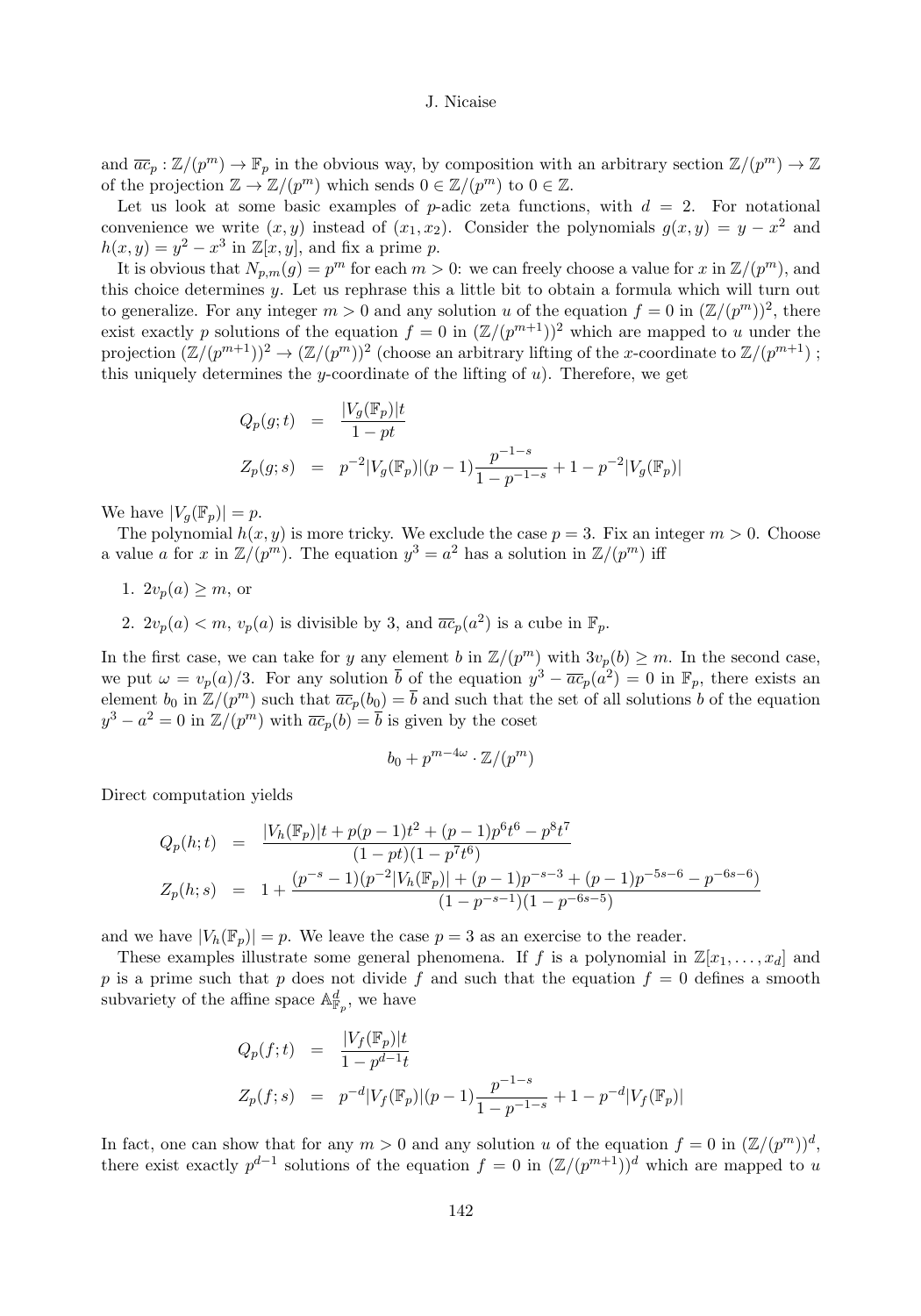and $\overline{ac}_p : \mathbb{Z}/(p^m) \to \mathbb{F}_p$ in the obvious way, by composition with an arbitrary section $\mathbb{Z}/(p^m) \to \mathbb{Z}$ of the projection $\mathbb{Z} \to \mathbb{Z}/(p^m)$ which sends $0 \in \mathbb{Z}/(p^m)$ to $0 \in \mathbb{Z}$.

Let us look at some basic examples of $p$-adic zeta functions, with $d = 2$. For notational convenience we write $(x, y)$ instead of $(x_1, x_2)$. Consider the polynomials $g(x, y) = y - x^2$ and $h(x, y) = y^2 - x^3$ in $\mathbb{Z}[x, y]$, and fix a prime $p$.

It is obvious that $N_{p,m}(g) = p^m$ for each $m > 0$: we can freely choose a value for $x$ in $\mathbb{Z}/(p^m)$, and this choice determines $y$. Let us rephrase this a little bit to obtain a formula which will turn out to generalize. For any integer $m > 0$ and any solution $u$ of the equation $f = 0$ in $(\mathbb{Z}/(p^m))^2$, there exist exactly $p$ solutions of the equation $f = 0$ in $(\mathbb{Z}/(p^{m+1}))^2$ which are mapped to $u$ under the projection $(\mathbb{Z}/(p^{m+1}))^2 \to (\mathbb{Z}/(p^m))^2$ (choose an arbitrary lifting of the $x$-coordinate to $\mathbb{Z}/(p^{m+1})$ ; this uniquely determines the $y$-coordinate of the lifting of $u$). Therefore, we get

$$
\begin{aligned}
Q_p(g; t) &= \frac{|V_g(\mathbb{F}_p)|t}{1 - pt} \\
Z_p(g; s) &= p^{-2}|V_g(\mathbb{F}_p)|(p-1)\frac{p^{-1-s}}{1 - p^{-1-s}} + 1 - p^{-2}|V_g(\mathbb{F}_p)|
\end{aligned}
$$

We have $|V_g(\mathbb{F}_p)| = p$.

The polynomial $h(x, y)$ is more tricky. We exclude the case $p = 3$. Fix an integer $m > 0$. Choose a value $a$ for $x$ in $\mathbb{Z}/(p^m)$. The equation $y^3 = a^2$ has a solution in $\mathbb{Z}/(p^m)$ iff

1. $2v_p(a) \geq m$, or
2. $2v_p(a) < m$, $v_p(a)$ is divisible by 3, and $\overline{ac}_p(a^2)$ is a cube in $\mathbb{F}_p$.

In the first case, we can take for $y$ any element $b$ in $\mathbb{Z}/(p^m)$ with $3v_p(b) \geq m$. In the second case, we put $\omega = v_p(a)/3$. For any solution $\overline{b}$ of the equation $y^3 - \overline{ac}_p(a^2) = 0$ in $\mathbb{F}_p$, there exists an element $b_0$ in $\mathbb{Z}/(p^m)$ such that $\overline{ac}_p(b_0) = \overline{b}$ and such that the set of all solutions $b$ of the equation $y^3 - a^2 = 0$ in $\mathbb{Z}/(p^m)$ with $\overline{ac}_p(b) = \overline{b}$ is given by the coset

$$
b_0 + p^{m-4\omega} \cdot \mathbb{Z}/(p^m)
$$

Direct computation yields

$$
\begin{aligned}
Q_p(h; t) &= \frac{|V_h(\mathbb{F}_p)|t + p(p-1)t^2 + (p-1)p^6t^6 - p^8t^7}{(1 - pt)(1 - p^7t^6)} \\
Z_p(h; s) &= 1 + \frac{(p^{-s} - 1)(p^{-2}|V_h(\mathbb{F}_p)| + (p-1)p^{-s-3} + (p-1)p^{-5s-6} - p^{-6s-6})}{(1 - p^{-s-1})(1 - p^{-6s-5})}
\end{aligned}
$$

and we have $|V_h(\mathbb{F}_p)| = p$. We leave the case $p = 3$ as an exercise to the reader.

These examples illustrate some general phenomena. If $f$ is a polynomial in $\mathbb{Z}[x_1, \ldots, x_d]$ and $p$ is a prime such that $p$ does not divide $f$ and such that the equation $f = 0$ defines a smooth subvariety of the affine space $\mathbb{A}^d_{\mathbb{F}_p}$, we have

$$
\begin{aligned}
Q_p(f; t) &= \frac{|V_f(\mathbb{F}_p)|t}{1 - p^{d-1}t} \\
Z_p(f; s) &= p^{-d}|V_f(\mathbb{F}_p)|(p-1)\frac{p^{-1-s}}{1 - p^{-1-s}} + 1 - p^{-d}|V_f(\mathbb{F}_p)|
\end{aligned}
$$

In fact, one can show that for any $m > 0$ and any solution $u$ of the equation $f = 0$ in $(\mathbb{Z}/(p^m))^d$, there exist exactly $p^{d-1}$ solutions of the equation $f = 0$ in $(\mathbb{Z}/(p^{m+1}))^d$ which are mapped to $u$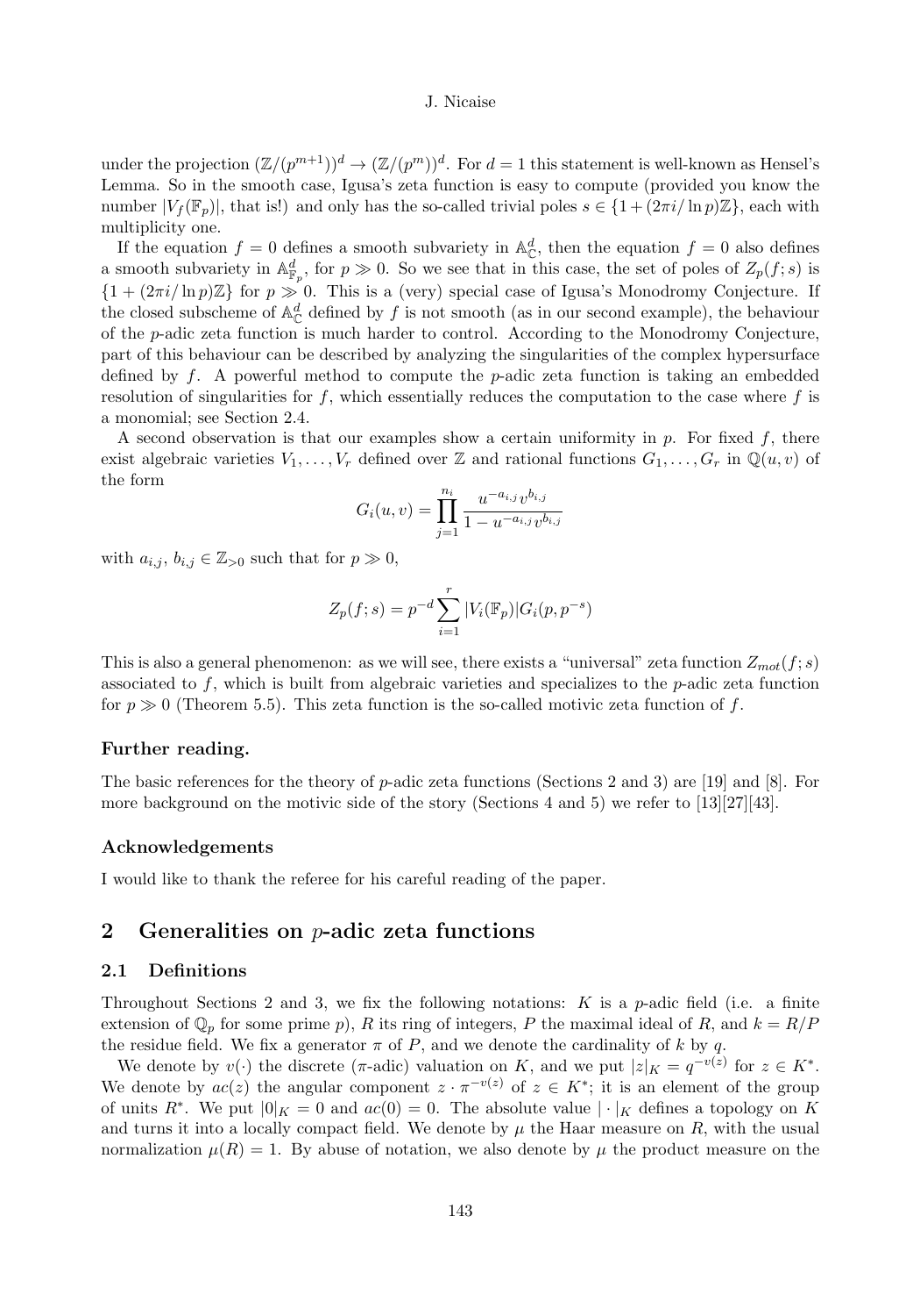under the projection $(\mathbb{Z}/(p^{m+1}))^d \to (\mathbb{Z}/(p^m))^d$. For $d=1$ this statement is well-known as Hensel's Lemma. So in the smooth case, Igusa's zeta function is easy to compute (provided you know the number $|V_f(\mathbb{F}_p)|$, that is!) and only has the so-called trivial poles $s \in \{1+(2\pi i/\ln p)\mathbb{Z}\}$, each with multiplicity one.

If the equation $f=0$ defines a smooth subvariety in $\mathbb{A}^d_{\mathbb{C}}$, then the equation $f=0$ also defines a smooth subvariety in $\mathbb{A}^d_{\mathbb{F}_p}$, for $p \gg 0$. So we see that in this case, the set of poles of $Z_p(f;s)$ is $\{1+(2\pi i/\ln p)\mathbb{Z}\}$ for $p \gg 0$. This is a (very) special case of Igusa's Monodromy Conjecture. If the closed subscheme of $\mathbb{A}^d_{\mathbb{C}}$ defined by $f$ is not smooth (as in our second example), the behaviour of the $p$-adic zeta function is much harder to control. According to the Monodromy Conjecture, part of this behaviour can be described by analyzing the singularities of the complex hypersurface defined by $f$. A powerful method to compute the $p$-adic zeta function is taking an embedded resolution of singularities for $f$, which essentially reduces the computation to the case where $f$ is a monomial; see Section 2.4.

A second observation is that our examples show a certain uniformity in $p$. For fixed $f$, there exist algebraic varieties $V_1, \ldots, V_r$ defined over $\mathbb{Z}$ and rational functions $G_1, \ldots, G_r$ in $\mathbb{Q}(u,v)$ of the form

$$G_i(u,v) = \prod_{j=1}^{n_i} \frac{u^{-a_{i,j}} v^{b_{i,j}}}{1-u^{-a_{i,j}} v^{b_{i,j}}}$$

with $a_{i,j},\ b_{i,j} \in \mathbb{Z}_{>0}$ such that for $p \gg 0$,

$$Z_p(f;s) = p^{-d} \sum_{i=1}^{r} |V_i(\mathbb{F}_p)| G_i(p, p^{-s})$$

This is also a general phenomenon: as we will see, there exists a "universal" zeta function $Z_{mot}(f;s)$ associated to $f$, which is built from algebraic varieties and specializes to the $p$-adic zeta function for $p \gg 0$ (Theorem 5.5). This zeta function is the so-called motivic zeta function of $f$.

### Further reading.

The basic references for the theory of $p$-adic zeta functions (Sections 2 and 3) are [19] and [8]. For more background on the motivic side of the story (Sections 4 and 5) we refer to [13][27][43].

### Acknowledgements

I would like to thank the referee for his careful reading of the paper.

## 2 Generalities on $p$-adic zeta functions

### 2.1 Definitions

Throughout Sections 2 and 3, we fix the following notations: $K$ is a $p$-adic field (i.e. a finite extension of $\mathbb{Q}_p$ for some prime $p$), $R$ its ring of integers, $P$ the maximal ideal of $R$, and $k = R/P$ the residue field. We fix a generator $\pi$ of $P$, and we denote the cardinality of $k$ by $q$.

We denote by $v(\cdot)$ the discrete ($\pi$-adic) valuation on $K$, and we put $|z|_K = q^{-v(z)}$ for $z \in K^*$. We denote by $ac(z)$ the angular component $z \cdot \pi^{-v(z)}$ of $z \in K^*$; it is an element of the group of units $R^*$. We put $|0|_K = 0$ and $ac(0) = 0$. The absolute value $|\cdot|_K$ defines a topology on $K$ and turns it into a locally compact field. We denote by $\mu$ the Haar measure on $R$, with the usual normalization $\mu(R) = 1$. By abuse of notation, we also denote by $\mu$ the product measure on the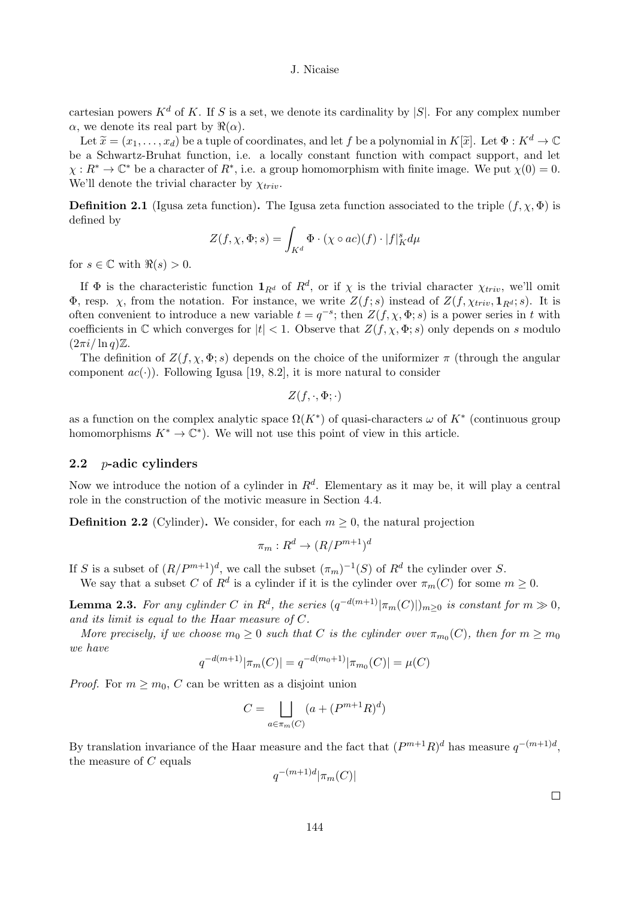cartesian powers $K^d$ of $K$. If $S$ is a set, we denote its cardinality by $|S|$. For any complex number $\alpha$, we denote its real part by $\Re(\alpha)$.

Let $\widetilde{x} = (x_1, \ldots, x_d)$ be a tuple of coordinates, and let $f$ be a polynomial in $K[\widetilde{x}]$. Let $\Phi : K^d \to \mathbb{C}$ be a Schwartz-Bruhat function, i.e. a locally constant function with compact support, and let $\chi : R^* \to \mathbb{C}^*$ be a character of $R^*$, i.e. a group homomorphism with finite image. We put $\chi(0) = 0$. We'll denote the trivial character by $\chi_{triv}$.

**Definition 2.1** (Igusa zeta function)**.** The Igusa zeta function associated to the triple $(f, \chi, \Phi)$ is defined by

$$Z(f, \chi, \Phi; s) = \int_{K^d} \Phi \cdot (\chi \circ ac)(f) \cdot |f|_K^s d\mu$$

for $s \in \mathbb{C}$ with $\Re(s) > 0$.

If $\Phi$ is the characteristic function $\mathbf{1}_{R^d}$ of $R^d$, or if $\chi$ is the trivial character $\chi_{triv}$, we'll omit $\Phi$, resp. $\chi$, from the notation. For instance, we write $Z(f; s)$ instead of $Z(f, \chi_{triv}, \mathbf{1}_{R^d}; s)$. It is often convenient to introduce a new variable $t = q^{-s}$; then $Z(f, \chi, \Phi; s)$ is a power series in $t$ with coefficients in $\mathbb{C}$ which converges for $|t| < 1$. Observe that $Z(f, \chi, \Phi; s)$ only depends on $s$ modulo $(2\pi i/\ln q)\mathbb{Z}$.

The definition of $Z(f, \chi, \Phi; s)$ depends on the choice of the uniformizer $\pi$ (through the angular component $ac(\cdot)$). Following Igusa [19, 8.2], it is more natural to consider

$$Z(f, \cdot, \Phi; \cdot)$$

as a function on the complex analytic space $\Omega(K^*)$ of quasi-characters $\omega$ of $K^*$ (continuous group homomorphisms $K^* \to \mathbb{C}^*$). We will not use this point of view in this article.

### 2.2 $p$-adic cylinders

Now we introduce the notion of a cylinder in $R^d$. Elementary as it may be, it will play a central role in the construction of the motivic measure in Section 4.4.

**Definition 2.2** (Cylinder)**.** We consider, for each $m \geq 0$, the natural projection

$$\pi_m : R^d \to (R/P^{m+1})^d$$

If $S$ is a subset of $(R/P^{m+1})^d$, we call the subset $(\pi_m)^{-1}(S)$ of $R^d$ the cylinder over $S$.

We say that a subset $C$ of $R^d$ is a cylinder if it is the cylinder over $\pi_m(C)$ for some $m \geq 0$.

**Lemma 2.3.** *For any cylinder $C$ in $R^d$, the series $(q^{-d(m+1)}|\pi_m(C)|)_{m\geq 0}$ is constant for $m \gg 0$, and its limit is equal to the Haar measure of $C$.*

*More precisely, if we choose $m_0 \geq 0$ such that $C$ is the cylinder over $\pi_{m_0}(C)$, then for $m \geq m_0$ we have*

$$q^{-d(m+1)}|\pi_m(C)| = q^{-d(m_0+1)}|\pi_{m_0}(C)| = \mu(C)$$

*Proof.* For $m \geq m_0$, $C$ can be written as a disjoint union

$$C = \bigsqcup_{a \in \pi_m(C)} (a + (P^{m+1}R)^d)$$

By translation invariance of the Haar measure and the fact that $(P^{m+1}R)^d$ has measure $q^{-(m+1)d}$, the measure of $C$ equals

$$q^{-(m+1)d}|\pi_m(C)|$$

$\square$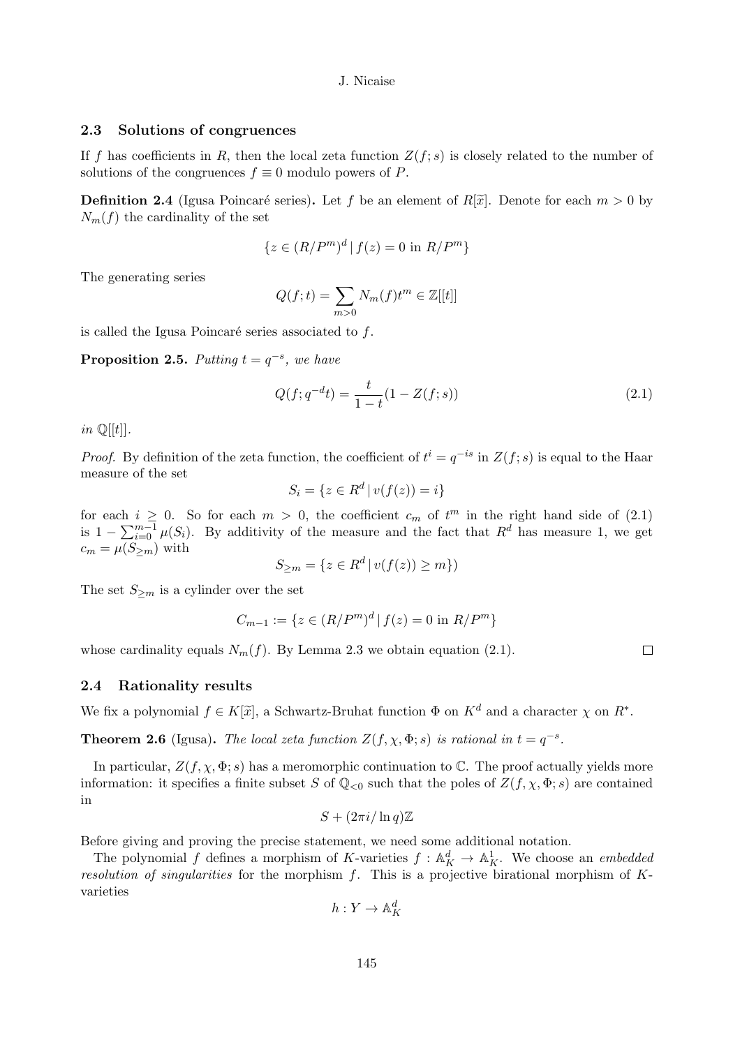### 2.3 Solutions of congruences

If $f$ has coefficients in $R$, then the local zeta function $Z(f;s)$ is closely related to the number of solutions of the congruences $f \equiv 0$ modulo powers of $P$.

**Definition 2.4** (Igusa Poincaré series)**.** Let $f$ be an element of $R[\widetilde{x}]$. Denote for each $m > 0$ by $N_m(f)$ the cardinality of the set

$$\{z \in (R/P^m)^d \,|\, f(z) = 0 \text{ in } R/P^m\}$$

The generating series

$$Q(f;t) = \sum_{m>0} N_m(f) t^m \in \mathbb{Z}[[t]]$$

is called the Igusa Poincaré series associated to $f$.

**Proposition 2.5.** *Putting $t = q^{-s}$, we have*

$$Q(f; q^{-d}t) = \frac{t}{1-t}(1 - Z(f;s)) \tag{2.1}$$

*in* $\mathbb{Q}[[t]]$.

*Proof.* By definition of the zeta function, the coefficient of $t^i = q^{-is}$ in $Z(f;s)$ is equal to the Haar measure of the set

$$S_i = \{z \in R^d \,|\, v(f(z)) = i\}$$

for each $i \geq 0$. So for each $m > 0$, the coefficient $c_m$ of $t^m$ in the right hand side of (2.1) is $1 - \sum_{i=0}^{m-1} \mu(S_i)$. By additivity of the measure and the fact that $R^d$ has measure 1, we get $c_m = \mu(S_{\geq m})$ with

$$S_{\geq m} = \{z \in R^d \,|\, v(f(z)) \geq m\})$$

The set $S_{\geq m}$ is a cylinder over the set

$$C_{m-1} := \{z \in (R/P^m)^d \,|\, f(z) = 0 \text{ in } R/P^m\}$$

whose cardinality equals $N_m(f)$. By Lemma 2.3 we obtain equation (2.1). $\square$

### 2.4 Rationality results

We fix a polynomial $f \in K[\widetilde{x}]$, a Schwartz-Bruhat function $\Phi$ on $K^d$ and a character $\chi$ on $R^*$.

**Theorem 2.6** (Igusa)**.** *The local zeta function $Z(f, \chi, \Phi; s)$ is rational in $t = q^{-s}$.*

In particular, $Z(f, \chi, \Phi; s)$ has a meromorphic continuation to $\mathbb{C}$. The proof actually yields more information: it specifies a finite subset $S$ of $\mathbb{Q}_{<0}$ such that the poles of $Z(f, \chi, \Phi; s)$ are contained in

$$S + (2\pi i / \ln q)\mathbb{Z}$$

Before giving and proving the precise statement, we need some additional notation.

The polynomial $f$ defines a morphism of $K$-varieties $f : \mathbb{A}^d_K \to \mathbb{A}^1_K$. We choose an *embedded resolution of singularities* for the morphism $f$. This is a projective birational morphism of $K$-varieties

$$h : Y \to \mathbb{A}^d_K$$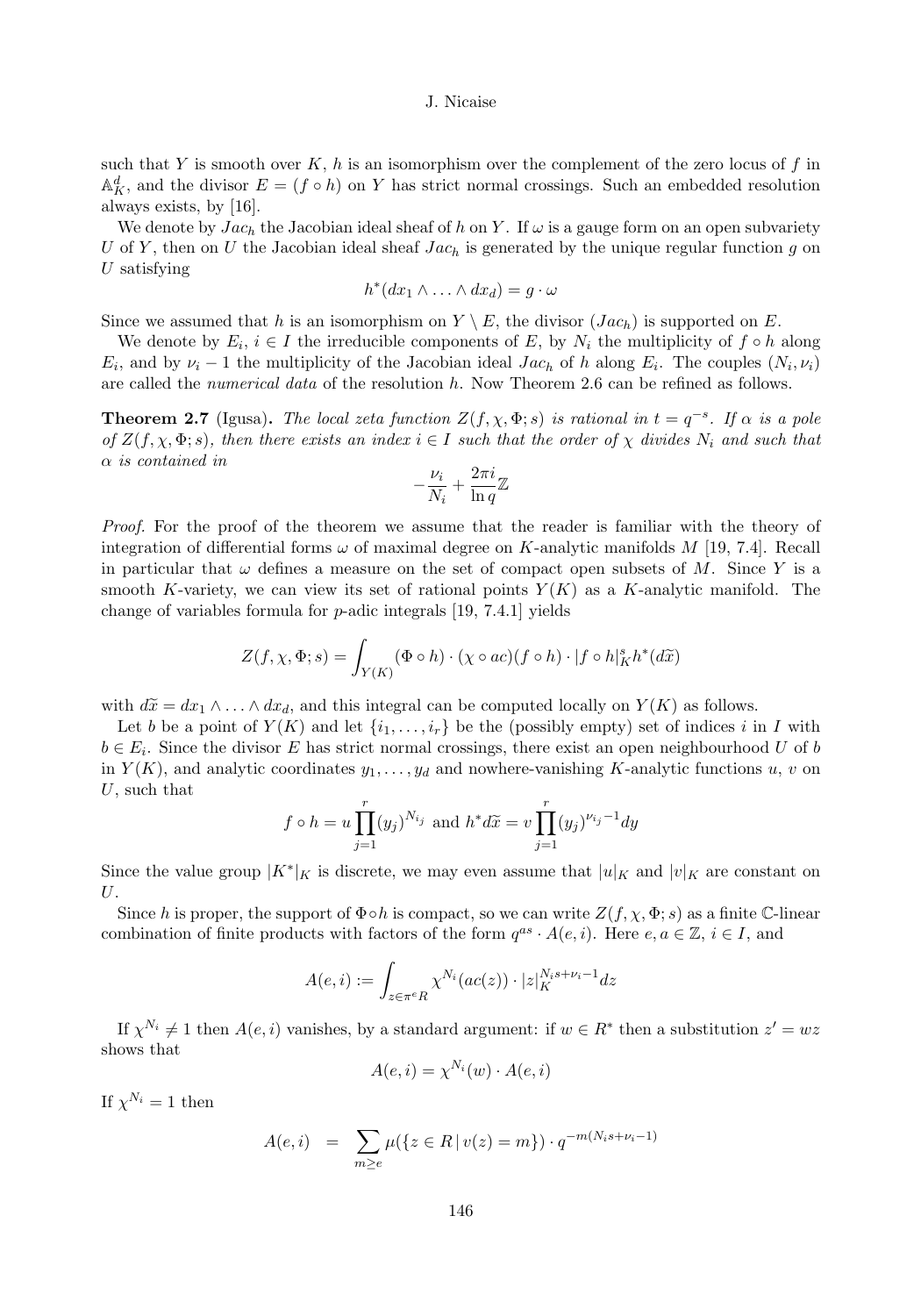such that $Y$ is smooth over $K$, $h$ is an isomorphism over the complement of the zero locus of $f$ in $\mathbb{A}^d_K$, and the divisor $E = (f \circ h)$ on $Y$ has strict normal crossings. Such an embedded resolution always exists, by [16].

We denote by $Jac_h$ the Jacobian ideal sheaf of $h$ on $Y$. If $\omega$ is a gauge form on an open subvariety $U$ of $Y$, then on $U$ the Jacobian ideal sheaf $Jac_h$ is generated by the unique regular function $g$ on $U$ satisfying

$$h^*(dx_1 \wedge \ldots \wedge dx_d) = g \cdot \omega$$

Since we assumed that $h$ is an isomorphism on $Y \setminus E$, the divisor $(Jac_h)$ is supported on $E$.

We denote by $E_i$, $i \in I$ the irreducible components of $E$, by $N_i$ the multiplicity of $f \circ h$ along $E_i$, and by $\nu_i - 1$ the multiplicity of the Jacobian ideal $Jac_h$ of $h$ along $E_i$. The couples $(N_i, \nu_i)$ are called the *numerical data* of the resolution $h$. Now Theorem 2.6 can be refined as follows.

**Theorem 2.7** (Igusa)**.** *The local zeta function $Z(f, \chi, \Phi; s)$ is rational in $t = q^{-s}$. If $\alpha$ is a pole of $Z(f, \chi, \Phi; s)$, then there exists an index $i \in I$ such that the order of $\chi$ divides $N_i$ and such that $\alpha$ is contained in*

$$-\frac{\nu_i}{N_i} + \frac{2\pi i}{\ln q}\mathbb{Z}$$

*Proof.* For the proof of the theorem we assume that the reader is familiar with the theory of integration of differential forms $\omega$ of maximal degree on $K$-analytic manifolds $M$ [19, 7.4]. Recall in particular that $\omega$ defines a measure on the set of compact open subsets of $M$. Since $Y$ is a smooth $K$-variety, we can view its set of rational points $Y(K)$ as a $K$-analytic manifold. The change of variables formula for $p$-adic integrals [19, 7.4.1] yields

$$Z(f, \chi, \Phi; s) = \int_{Y(K)} (\Phi \circ h) \cdot (\chi \circ ac)(f \circ h) \cdot |f \circ h|_K^s h^*(d\widetilde{x})$$

with $d\widetilde{x} = dx_1 \wedge \ldots \wedge dx_d$, and this integral can be computed locally on $Y(K)$ as follows.

Let $b$ be a point of $Y(K)$ and let $\{i_1, \ldots, i_r\}$ be the (possibly empty) set of indices $i$ in $I$ with $b \in E_i$. Since the divisor $E$ has strict normal crossings, there exist an open neighbourhood $U$ of $b$ in $Y(K)$, and analytic coordinates $y_1, \ldots, y_d$ and nowhere-vanishing $K$-analytic functions $u$, $v$ on $U$, such that

$$f \circ h = u \prod_{j=1}^{r} (y_j)^{N_{i_j}} \text{ and } h^* d\widetilde{x} = v \prod_{j=1}^{r} (y_j)^{\nu_{i_j} - 1} dy$$

Since the value group $|K^*|_K$ is discrete, we may even assume that $|u|_K$ and $|v|_K$ are constant on $U$.

Since $h$ is proper, the support of $\Phi \circ h$ is compact, so we can write $Z(f, \chi, \Phi; s)$ as a finite $\mathbb{C}$-linear combination of finite products with factors of the form $q^{as} \cdot A(e, i)$. Here $e, a \in \mathbb{Z}$, $i \in I$, and

$$A(e, i) := \int_{z \in \pi^e R} \chi^{N_i}(ac(z)) \cdot |z|_K^{N_i s + \nu_i - 1} dz$$

If $\chi^{N_i} \neq 1$ then $A(e, i)$ vanishes, by a standard argument: if $w \in R^*$ then a substitution $z' = wz$ shows that

$$A(e, i) = \chi^{N_i}(w) \cdot A(e, i)$$

If $\chi^{N_i} = 1$ then

$$A(e, i) \;\; = \;\; \sum_{m \geq e} \mu(\{z \in R \,|\, v(z) = m\}) \cdot q^{-m(N_i s + \nu_i - 1)}$$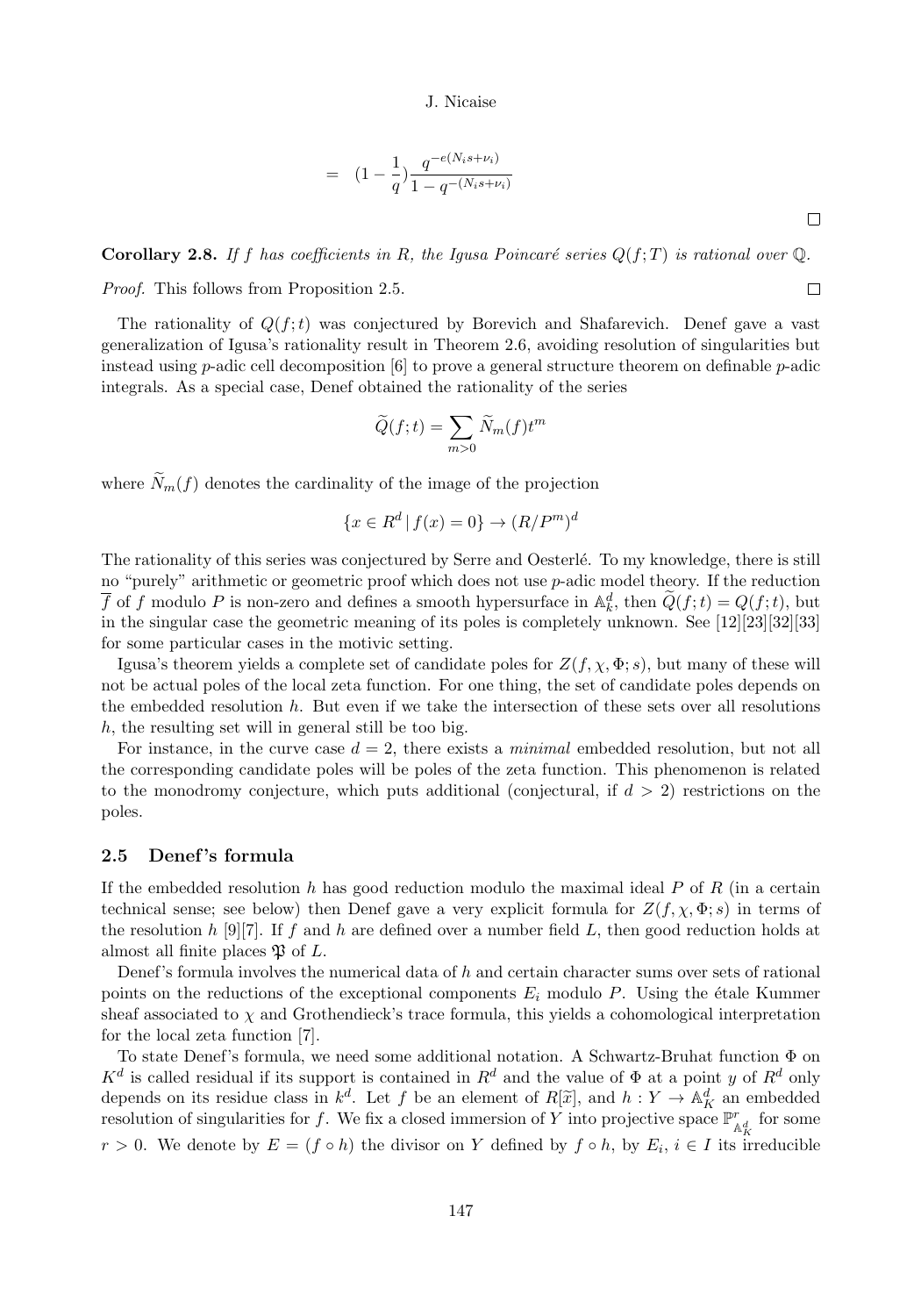$$= \quad (1 - \frac{1}{q})\frac{q^{-e(N_i s+\nu_i)}}{1-q^{-(N_i s+\nu_i)}}$$

□

**Corollary 2.8.** *If $f$ has coefficients in $R$, the Igusa Poincaré series $Q(f;T)$ is rational over $\mathbb{Q}$.*

*Proof.* This follows from Proposition 2.5. □

The rationality of $Q(f;t)$ was conjectured by Borevich and Shafarevich. Denef gave a vast generalization of Igusa's rationality result in Theorem 2.6, avoiding resolution of singularities but instead using $p$-adic cell decomposition [6] to prove a general structure theorem on definable $p$-adic integrals. As a special case, Denef obtained the rationality of the series

$$\widetilde{Q}(f;t) = \sum_{m>0} \widetilde{N}_m(f)t^m$$

where $\widetilde{N}_m(f)$ denotes the cardinality of the image of the projection

$$\{x \in R^d \,|\, f(x) = 0\} \to (R/P^m)^d$$

The rationality of this series was conjectured by Serre and Oesterlé. To my knowledge, there is still no "purely" arithmetic or geometric proof which does not use $p$-adic model theory. If the reduction $\overline{f}$ of $f$ modulo $P$ is non-zero and defines a smooth hypersurface in $\mathbb{A}^d_k$, then $\widetilde{Q}(f;t) = Q(f;t)$, but in the singular case the geometric meaning of its poles is completely unknown. See [12][23][32][33] for some particular cases in the motivic setting.

Igusa's theorem yields a complete set of candidate poles for $Z(f,\chi,\Phi;s)$, but many of these will not be actual poles of the local zeta function. For one thing, the set of candidate poles depends on the embedded resolution $h$. But even if we take the intersection of these sets over all resolutions $h$, the resulting set will in general still be too big.

For instance, in the curve case $d = 2$, there exists a *minimal* embedded resolution, but not all the corresponding candidate poles will be poles of the zeta function. This phenomenon is related to the monodromy conjecture, which puts additional (conjectural, if $d > 2$) restrictions on the poles.

### 2.5 Denef's formula

If the embedded resolution $h$ has good reduction modulo the maximal ideal $P$ of $R$ (in a certain technical sense; see below) then Denef gave a very explicit formula for $Z(f,\chi,\Phi;s)$ in terms of the resolution $h$ [9][7]. If $f$ and $h$ are defined over a number field $L$, then good reduction holds at almost all finite places $\mathfrak{P}$ of $L$.

Denef's formula involves the numerical data of $h$ and certain character sums over sets of rational points on the reductions of the exceptional components $E_i$ modulo $P$. Using the étale Kummer sheaf associated to $\chi$ and Grothendieck's trace formula, this yields a cohomological interpretation for the local zeta function [7].

To state Denef's formula, we need some additional notation. A Schwartz-Bruhat function $\Phi$ on $K^d$ is called residual if its support is contained in $R^d$ and the value of $\Phi$ at a point $y$ of $R^d$ only depends on its residue class in $k^d$. Let $f$ be an element of $R[\widetilde{x}]$, and $h : Y \to \mathbb{A}^d_K$ an embedded resolution of singularities for $f$. We fix a closed immersion of $Y$ into projective space $\mathbb{P}^r_{\mathbb{A}^d_K}$ for some $r > 0$. We denote by $E = (f \circ h)$ the divisor on $Y$ defined by $f \circ h$, by $E_i$, $i \in I$ its irreducible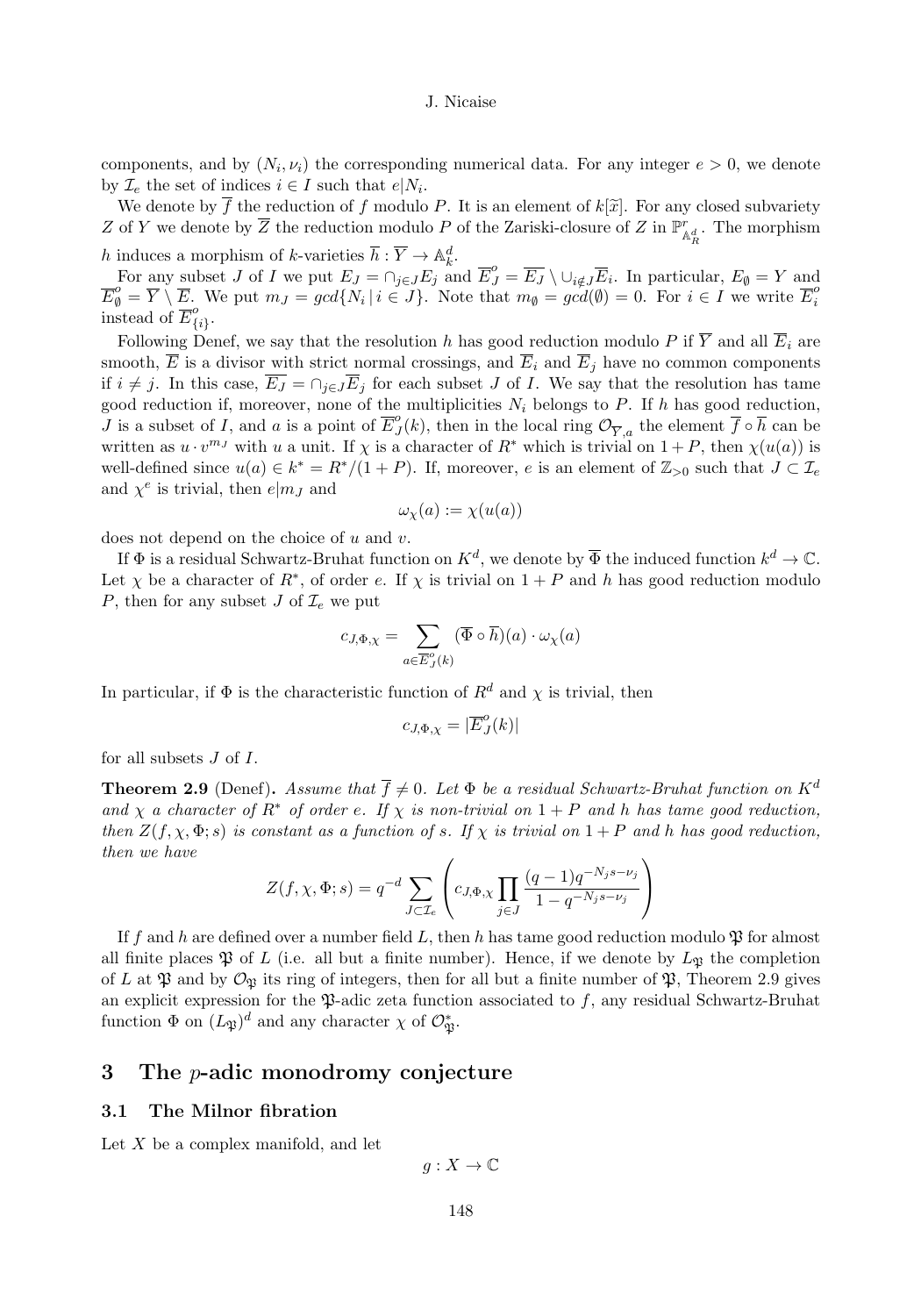components, and by $(N_i, \nu_i)$ the corresponding numerical data. For any integer $e > 0$, we denote by $\mathcal{I}_e$ the set of indices $i \in I$ such that $e|N_i$.

We denote by $\overline{f}$ the reduction of $f$ modulo $P$. It is an element of $k[\widetilde{x}]$. For any closed subvariety $Z$ of $Y$ we denote by $\overline{Z}$ the reduction modulo $P$ of the Zariski-closure of $Z$ in $\mathbb{P}^r_{\mathbb{A}^d_R}$. The morphism $h$ induces a morphism of $k$-varieties $\overline{h} : \overline{Y} \to \mathbb{A}^d_k$.

For any subset $J$ of $I$ we put $E_J = \cap_{j \in J} E_j$ and $\overline{E}^o_J = \overline{E_J} \setminus \cup_{i \notin J} \overline{E}_i$. In particular, $E_\emptyset = Y$ and $\overline{E}^o_\emptyset = \overline{Y} \setminus \overline{E}$. We put $m_J = gcd\{N_i \,|\, i \in J\}$. Note that $m_\emptyset = gcd(\emptyset) = 0$. For $i \in I$ we write $\overline{E}^o_i$ instead of $\overline{E}^o_{\{i\}}$.

Following Denef, we say that the resolution $h$ has good reduction modulo $P$ if $\overline{Y}$ and all $\overline{E}_i$ are smooth, $\overline{E}$ is a divisor with strict normal crossings, and $\overline{E}_i$ and $\overline{E}_j$ have no common components if $i \neq j$. In this case, $\overline{E_J} = \cap_{j \in J} \overline{E}_j$ for each subset $J$ of $I$. We say that the resolution has tame good reduction if, moreover, none of the multiplicities $N_i$ belongs to $P$. If $h$ has good reduction, $J$ is a subset of $I$, and $a$ is a point of $\overline{E}^o_J(k)$, then in the local ring $\mathcal{O}_{\overline{Y},a}$ the element $\overline{f} \circ \overline{h}$ can be written as $u \cdot v^{m_J}$ with $u$ a unit. If $\chi$ is a character of $R^*$ which is trivial on $1 + P$, then $\chi(u(a))$ is well-defined since $u(a) \in k^* = R^*/(1 + P)$. If, moreover, $e$ is an element of $\mathbb{Z}_{>0}$ such that $J \subset \mathcal{I}_e$ and $\chi^e$ is trivial, then $e|m_J$ and

$$\omega_\chi(a) := \chi(u(a))$$

does not depend on the choice of $u$ and $v$.

If $\Phi$ is a residual Schwartz-Bruhat function on $K^d$, we denote by $\overline{\Phi}$ the induced function $k^d \to \mathbb{C}$. Let $\chi$ be a character of $R^*$, of order $e$. If $\chi$ is trivial on $1 + P$ and $h$ has good reduction modulo $P$, then for any subset $J$ of $\mathcal{I}_e$ we put

$$c_{J,\Phi,\chi} = \sum_{a \in \overline{E}^o_J(k)} (\overline{\Phi} \circ \overline{h})(a) \cdot \omega_\chi(a)$$

In particular, if $\Phi$ is the characteristic function of $R^d$ and $\chi$ is trivial, then

$$c_{J,\Phi,\chi} = |\overline{E}^o_J(k)|$$

for all subsets $J$ of $I$.

**Theorem 2.9** (Denef)**.** *Assume that $\overline{f} \neq 0$. Let $\Phi$ be a residual Schwartz-Bruhat function on $K^d$ and $\chi$ a character of $R^*$ of order $e$. If $\chi$ is non-trivial on $1 + P$ and $h$ has tame good reduction, then $Z(f, \chi, \Phi; s)$ is constant as a function of $s$. If $\chi$ is trivial on $1 + P$ and $h$ has good reduction, then we have*

$$Z(f, \chi, \Phi; s) = q^{-d} \sum_{J \subset \mathcal{I}_e} \left( c_{J,\Phi,\chi} \prod_{j \in J} \frac{(q-1)q^{-N_j s - \nu_j}}{1 - q^{-N_j s - \nu_j}} \right)$$

If $f$ and $h$ are defined over a number field $L$, then $h$ has tame good reduction modulo $\mathfrak{P}$ for almost all finite places $\mathfrak{P}$ of $L$ (i.e. all but a finite number). Hence, if we denote by $L_\mathfrak{P}$ the completion of $L$ at $\mathfrak{P}$ and by $\mathcal{O}_\mathfrak{P}$ its ring of integers, then for all but a finite number of $\mathfrak{P}$, Theorem 2.9 gives an explicit expression for the $\mathfrak{P}$-adic zeta function associated to $f$, any residual Schwartz-Bruhat function $\Phi$ on $(L_\mathfrak{P})^d$ and any character $\chi$ of $\mathcal{O}^*_\mathfrak{P}$.

## 3 The $p$-adic monodromy conjecture

### 3.1 The Milnor fibration

Let $X$ be a complex manifold, and let

$$g : X \to \mathbb{C}$$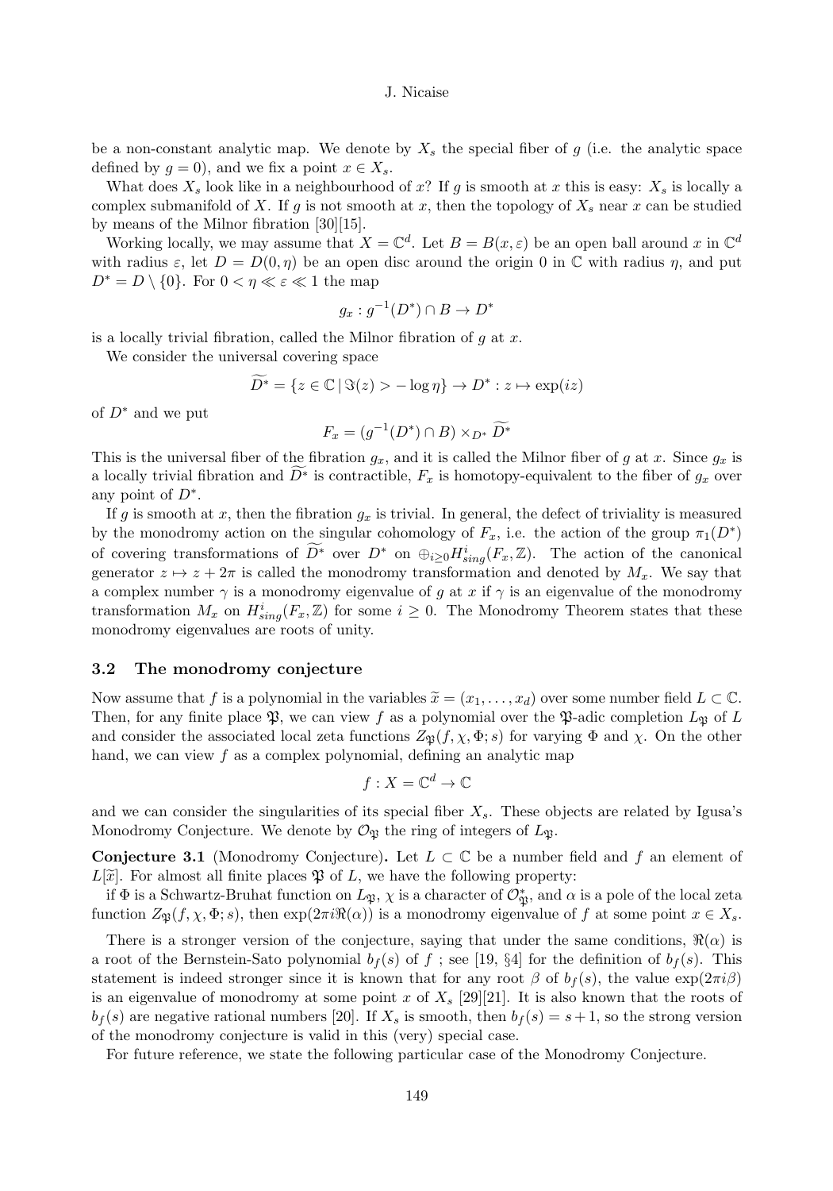be a non-constant analytic map. We denote by $X_s$ the special fiber of $g$ (i.e. the analytic space defined by $g = 0$), and we fix a point $x \in X_s$.

What does $X_s$ look like in a neighbourhood of $x$? If $g$ is smooth at $x$ this is easy: $X_s$ is locally a complex submanifold of $X$. If $g$ is not smooth at $x$, then the topology of $X_s$ near $x$ can be studied by means of the Milnor fibration [30][15].

Working locally, we may assume that $X = \mathbb{C}^d$. Let $B = B(x, \varepsilon)$ be an open ball around $x$ in $\mathbb{C}^d$ with radius $\varepsilon$, let $D = D(0, \eta)$ be an open disc around the origin 0 in $\mathbb{C}$ with radius $\eta$, and put $D^* = D \setminus \{0\}$. For $0 < \eta \ll \varepsilon \ll 1$ the map

$$g_x : g^{-1}(D^*) \cap B \to D^*$$

is a locally trivial fibration, called the Milnor fibration of $g$ at $x$.

We consider the universal covering space

$$\widetilde{D^*} = \{ z \in \mathbb{C} \mid \Im(z) > -\log \eta \} \to D^* : z \mapsto \exp(iz)$$

of $D^*$ and we put

$$F_x = (g^{-1}(D^*) \cap B) \times_{D^*} \widetilde{D^*}$$

This is the universal fiber of the fibration $g_x$, and it is called the Milnor fiber of $g$ at $x$. Since $g_x$ is a locally trivial fibration and $\widetilde{D^*}$ is contractible, $F_x$ is homotopy-equivalent to the fiber of $g_x$ over any point of $D^*$.

If $g$ is smooth at $x$, then the fibration $g_x$ is trivial. In general, the defect of triviality is measured by the monodromy action on the singular cohomology of $F_x$, i.e. the action of the group $\pi_1(D^*)$ of covering transformations of $\widetilde{D^*}$ over $D^*$ on $\oplus_{i \geq 0} H^i_{sing}(F_x, \mathbb{Z})$. The action of the canonical generator $z \mapsto z + 2\pi$ is called the monodromy transformation and denoted by $M_x$. We say that a complex number $\gamma$ is a monodromy eigenvalue of $g$ at $x$ if $\gamma$ is an eigenvalue of the monodromy transformation $M_x$ on $H^i_{sing}(F_x, \mathbb{Z})$ for some $i \geq 0$. The Monodromy Theorem states that these monodromy eigenvalues are roots of unity.

### 3.2 The monodromy conjecture

Now assume that $f$ is a polynomial in the variables $\widetilde{x} = (x_1, \ldots, x_d)$ over some number field $L \subset \mathbb{C}$. Then, for any finite place $\mathfrak{P}$, we can view $f$ as a polynomial over the $\mathfrak{P}$-adic completion $L_{\mathfrak{P}}$ of $L$ and consider the associated local zeta functions $Z_{\mathfrak{P}}(f, \chi, \Phi; s)$ for varying $\Phi$ and $\chi$. On the other hand, we can view $f$ as a complex polynomial, defining an analytic map

$$f : X = \mathbb{C}^d \to \mathbb{C}$$

and we can consider the singularities of its special fiber $X_s$. These objects are related by Igusa's Monodromy Conjecture. We denote by $\mathcal{O}_{\mathfrak{P}}$ the ring of integers of $L_{\mathfrak{P}}$.

**Conjecture 3.1** (Monodromy Conjecture)**.** Let $L \subset \mathbb{C}$ be a number field and $f$ an element of $L[\widetilde{x}]$. For almost all finite places $\mathfrak{P}$ of $L$, we have the following property:

if $\Phi$ is a Schwartz-Bruhat function on $L_{\mathfrak{P}}$, $\chi$ is a character of $\mathcal{O}^*_{\mathfrak{P}}$, and $\alpha$ is a pole of the local zeta function $Z_{\mathfrak{P}}(f, \chi, \Phi; s)$, then $\exp(2\pi i \Re(\alpha))$ is a monodromy eigenvalue of $f$ at some point $x \in X_s$.

There is a stronger version of the conjecture, saying that under the same conditions, $\Re(\alpha)$ is a root of the Bernstein-Sato polynomial $b_f(s)$ of $f$ ; see [19, §4] for the definition of $b_f(s)$. This statement is indeed stronger since it is known that for any root $\beta$ of $b_f(s)$, the value $\exp(2\pi i \beta)$ is an eigenvalue of monodromy at some point $x$ of $X_s$ [29][21]. It is also known that the roots of $b_f(s)$ are negative rational numbers [20]. If $X_s$ is smooth, then $b_f(s) = s + 1$, so the strong version of the monodromy conjecture is valid in this (very) special case.

For future reference, we state the following particular case of the Monodromy Conjecture.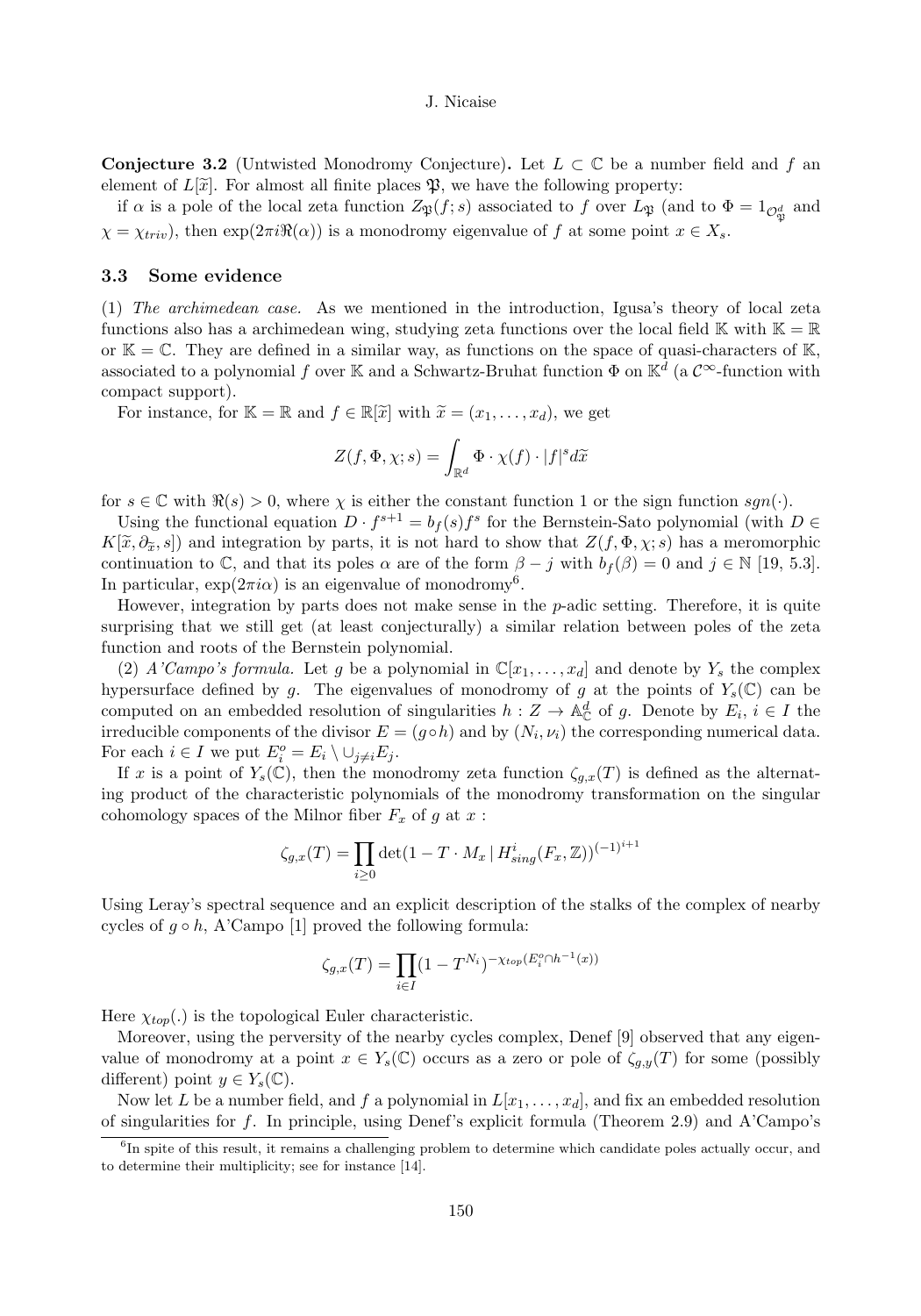**Conjecture 3.2** (Untwisted Monodromy Conjecture)**.** Let $L \subset \mathbb{C}$ be a number field and $f$ an element of $L[\widetilde{x}]$. For almost all finite places $\mathfrak{P}$, we have the following property:

if $\alpha$ is a pole of the local zeta function $Z_{\mathfrak{P}}(f;s)$ associated to $f$ over $L_{\mathfrak{P}}$ (and to $\Phi = 1_{\mathcal{O}_{\mathfrak{P}}^d}$ and $\chi = \chi_{triv}$), then $\exp(2\pi i \Re(\alpha))$ is a monodromy eigenvalue of $f$ at some point $x \in X_s$.

### 3.3 Some evidence

(1) *The archimedean case.* As we mentioned in the introduction, Igusa's theory of local zeta functions also has a archimedean wing, studying zeta functions over the local field $\mathbb{K}$ with $\mathbb{K} = \mathbb{R}$ or $\mathbb{K} = \mathbb{C}$. They are defined in a similar way, as functions on the space of quasi-characters of $\mathbb{K}$, associated to a polynomial $f$ over $\mathbb{K}$ and a Schwartz-Bruhat function $\Phi$ on $\mathbb{K}^d$ (a $\mathcal{C}^\infty$-function with compact support).

For instance, for $\mathbb{K} = \mathbb{R}$ and $f \in \mathbb{R}[\widetilde{x}]$ with $\widetilde{x} = (x_1, \ldots, x_d)$, we get

$$Z(f, \Phi, \chi; s) = \int_{\mathbb{R}^d} \Phi \cdot \chi(f) \cdot |f|^s d\widetilde{x}$$

for $s \in \mathbb{C}$ with $\Re(s) > 0$, where $\chi$ is either the constant function 1 or the sign function $sgn(\cdot)$.

Using the functional equation $D \cdot f^{s+1} = b_f(s) f^s$ for the Bernstein-Sato polynomial (with $D \in K[\widetilde{x}, \partial_{\widetilde{x}}, s]$) and integration by parts, it is not hard to show that $Z(f, \Phi, \chi; s)$ has a meromorphic continuation to $\mathbb{C}$, and that its poles $\alpha$ are of the form $\beta - j$ with $b_f(\beta) = 0$ and $j \in \mathbb{N}$ [19, 5.3]. In particular, $\exp(2\pi i \alpha)$ is an eigenvalue of monodromy[6].

However, integration by parts does not make sense in the $p$-adic setting. Therefore, it is quite surprising that we still get (at least conjecturally) a similar relation between poles of the zeta function and roots of the Bernstein polynomial.

(2) *A'Campo's formula.* Let $g$ be a polynomial in $\mathbb{C}[x_1, \ldots, x_d]$ and denote by $Y_s$ the complex hypersurface defined by $g$. The eigenvalues of monodromy of $g$ at the points of $Y_s(\mathbb{C})$ can be computed on an embedded resolution of singularities $h : Z \to \mathbb{A}^d_{\mathbb{C}}$ of $g$. Denote by $E_i$, $i \in I$ the irreducible components of the divisor $E = (g \circ h)$ and by $(N_i, \nu_i)$ the corresponding numerical data. For each $i \in I$ we put $E_i^o = E_i \setminus \cup_{j \neq i} E_j$.

If $x$ is a point of $Y_s(\mathbb{C})$, then the monodromy zeta function $\zeta_{g,x}(T)$ is defined as the alternating product of the characteristic polynomials of the monodromy transformation on the singular cohomology spaces of the Milnor fiber $F_x$ of $g$ at $x$ :

$$\zeta_{g,x}(T) = \prod_{i \geq 0} \det(1 - T \cdot M_x \mid H^i_{sing}(F_x, \mathbb{Z}))^{(-1)^{i+1}}$$

Using Leray's spectral sequence and an explicit description of the stalks of the complex of nearby cycles of $g \circ h$, A'Campo [1] proved the following formula:

$$\zeta_{g,x}(T) = \prod_{i \in I} (1 - T^{N_i})^{-\chi_{top}(E_i^o \cap h^{-1}(x))}$$

Here $\chi_{top}(.)$ is the topological Euler characteristic.

Moreover, using the perversity of the nearby cycles complex, Denef [9] observed that any eigenvalue of monodromy at a point $x \in Y_s(\mathbb{C})$ occurs as a zero or pole of $\zeta_{g,y}(T)$ for some (possibly different) point $y \in Y_s(\mathbb{C})$.

Now let $L$ be a number field, and $f$ a polynomial in $L[x_1, \ldots, x_d]$, and fix an embedded resolution of singularities for $f$. In principle, using Denef's explicit formula (Theorem 2.9) and A'Campo's

[6] In spite of this result, it remains a challenging problem to determine which candidate poles actually occur, and to determine their multiplicity; see for instance [14].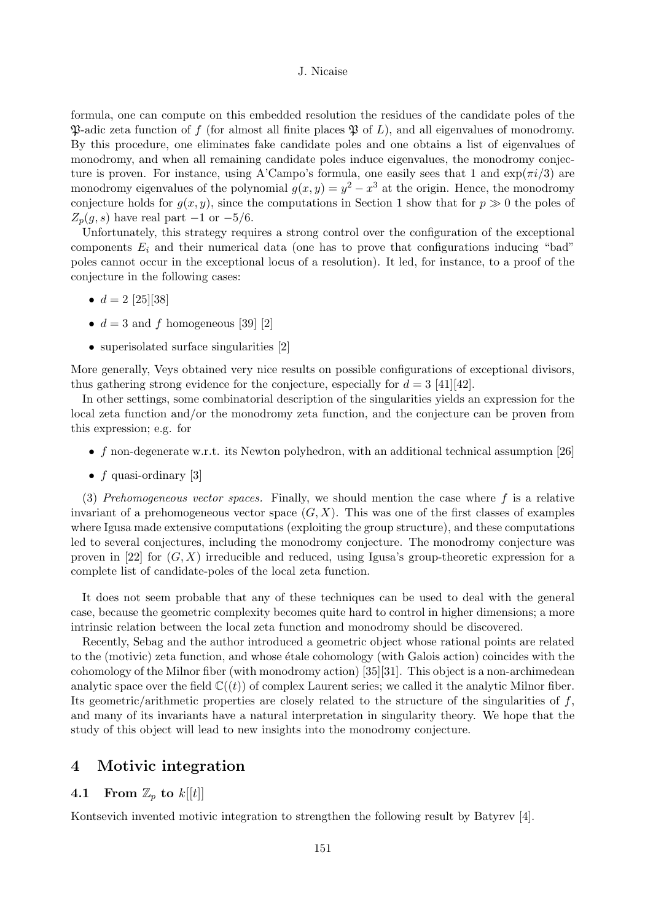formula, one can compute on this embedded resolution the residues of the candidate poles of the $\mathfrak{P}$-adic zeta function of $f$ (for almost all finite places $\mathfrak{P}$ of $L$), and all eigenvalues of monodromy. By this procedure, one eliminates fake candidate poles and one obtains a list of eigenvalues of monodromy, and when all remaining candidate poles induce eigenvalues, the monodromy conjecture is proven. For instance, using A'Campo's formula, one easily sees that 1 and $\exp(\pi i/3)$ are monodromy eigenvalues of the polynomial $g(x, y) = y^2 - x^3$ at the origin. Hence, the monodromy conjecture holds for $g(x, y)$, since the computations in Section 1 show that for $p \gg 0$ the poles of $Z_p(g, s)$ have real part $-1$ or $-5/6$.

Unfortunately, this strategy requires a strong control over the configuration of the exceptional components $E_i$ and their numerical data (one has to prove that configurations inducing "bad" poles cannot occur in the exceptional locus of a resolution). It led, for instance, to a proof of the conjecture in the following cases:

- $d = 2$ [25][38]
- $d = 3$ and $f$ homogeneous [39] [2]
- superisolated surface singularities [2]

More generally, Veys obtained very nice results on possible configurations of exceptional divisors, thus gathering strong evidence for the conjecture, especially for $d = 3$ [41][42].

In other settings, some combinatorial description of the singularities yields an expression for the local zeta function and/or the monodromy zeta function, and the conjecture can be proven from this expression; e.g. for

- $f$ non-degenerate w.r.t. its Newton polyhedron, with an additional technical assumption [26]
- $f$ quasi-ordinary [3]

(3) *Prehomogeneous vector spaces.* Finally, we should mention the case where $f$ is a relative invariant of a prehomogeneous vector space $(G, X)$. This was one of the first classes of examples where Igusa made extensive computations (exploiting the group structure), and these computations led to several conjectures, including the monodromy conjecture. The monodromy conjecture was proven in [22] for $(G, X)$ irreducible and reduced, using Igusa's group-theoretic expression for a complete list of candidate-poles of the local zeta function.

It does not seem probable that any of these techniques can be used to deal with the general case, because the geometric complexity becomes quite hard to control in higher dimensions; a more intrinsic relation between the local zeta function and monodromy should be discovered.

Recently, Sebag and the author introduced a geometric object whose rational points are related to the (motivic) zeta function, and whose étale cohomology (with Galois action) coincides with the cohomology of the Milnor fiber (with monodromy action) [35][31]. This object is a non-archimedean analytic space over the field $\mathbb{C}((t))$ of complex Laurent series; we called it the analytic Milnor fiber. Its geometric/arithmetic properties are closely related to the structure of the singularities of $f$, and many of its invariants have a natural interpretation in singularity theory. We hope that the study of this object will lead to new insights into the monodromy conjecture.

## 4 Motivic integration

### 4.1 From $\mathbb{Z}_p$ to $k[[t]]$

Kontsevich invented motivic integration to strengthen the following result by Batyrev [4].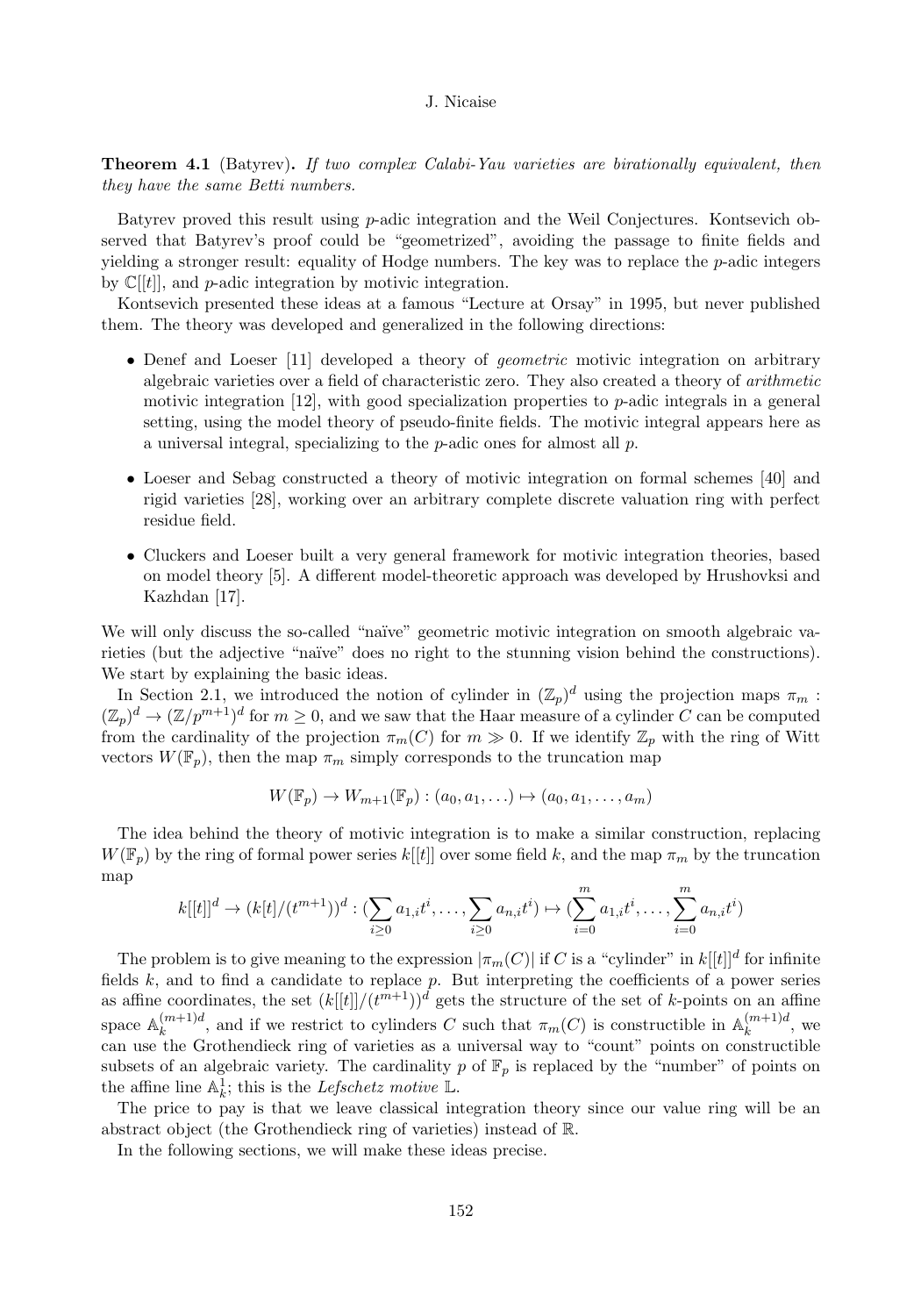**Theorem 4.1** (Batyrev)**.** *If two complex Calabi-Yau varieties are birationally equivalent, then they have the same Betti numbers.*

Batyrev proved this result using $p$-adic integration and the Weil Conjectures. Kontsevich observed that Batyrev's proof could be "geometrized", avoiding the passage to finite fields and yielding a stronger result: equality of Hodge numbers. The key was to replace the $p$-adic integers by $\mathbb{C}[[t]]$, and $p$-adic integration by motivic integration.

Kontsevich presented these ideas at a famous "Lecture at Orsay" in 1995, but never published them. The theory was developed and generalized in the following directions:

- Denef and Loeser [11] developed a theory of *geometric* motivic integration on arbitrary algebraic varieties over a field of characteristic zero. They also created a theory of *arithmetic* motivic integration [12], with good specialization properties to $p$-adic integrals in a general setting, using the model theory of pseudo-finite fields. The motivic integral appears here as a universal integral, specializing to the $p$-adic ones for almost all $p$.
- Loeser and Sebag constructed a theory of motivic integration on formal schemes [40] and rigid varieties [28], working over an arbitrary complete discrete valuation ring with perfect residue field.
- Cluckers and Loeser built a very general framework for motivic integration theories, based on model theory [5]. A different model-theoretic approach was developed by Hrushovksi and Kazhdan [17].

We will only discuss the so-called "naïve" geometric motivic integration on smooth algebraic varieties (but the adjective "naïve" does no right to the stunning vision behind the constructions). We start by explaining the basic ideas.

In Section 2.1, we introduced the notion of cylinder in $(\mathbb{Z}_p)^d$ using the projection maps $\pi_m : (\mathbb{Z}_p)^d \to (\mathbb{Z}/p^{m+1})^d$ for $m \geq 0$, and we saw that the Haar measure of a cylinder $C$ can be computed from the cardinality of the projection $\pi_m(C)$ for $m \gg 0$. If we identify $\mathbb{Z}_p$ with the ring of Witt vectors $W(\mathbb{F}_p)$, then the map $\pi_m$ simply corresponds to the truncation map

$$W(\mathbb{F}_p) \to W_{m+1}(\mathbb{F}_p) : (a_0, a_1, \ldots) \mapsto (a_0, a_1, \ldots, a_m)$$

The idea behind the theory of motivic integration is to make a similar construction, replacing $W(\mathbb{F}_p)$ by the ring of formal power series $k[[t]]$ over some field $k$, and the map $\pi_m$ by the truncation map

$$k[[t]]^d \to (k[t]/(t^{m+1}))^d : (\sum_{i\geq 0} a_{1,i}t^i, \ldots, \sum_{i\geq 0} a_{n,i}t^i) \mapsto (\sum_{i=0}^{m} a_{1,i}t^i, \ldots, \sum_{i=0}^{m} a_{n,i}t^i)$$

The problem is to give meaning to the expression $|\pi_m(C)|$ if $C$ is a "cylinder" in $k[[t]]^d$ for infinite fields $k$, and to find a candidate to replace $p$. But interpreting the coefficients of a power series as affine coordinates, the set $(k[[t]]/(t^{m+1}))^d$ gets the structure of the set of $k$-points on an affine space $\mathbb{A}_k^{(m+1)d}$, and if we restrict to cylinders $C$ such that $\pi_m(C)$ is constructible in $\mathbb{A}_k^{(m+1)d}$, we can use the Grothendieck ring of varieties as a universal way to "count" points on constructible subsets of an algebraic variety. The cardinality $p$ of $\mathbb{F}_p$ is replaced by the "number" of points on the affine line $\mathbb{A}_k^1$; this is the *Lefschetz motive* $\mathbb{L}$.

The price to pay is that we leave classical integration theory since our value ring will be an abstract object (the Grothendieck ring of varieties) instead of $\mathbb{R}$.

In the following sections, we will make these ideas precise.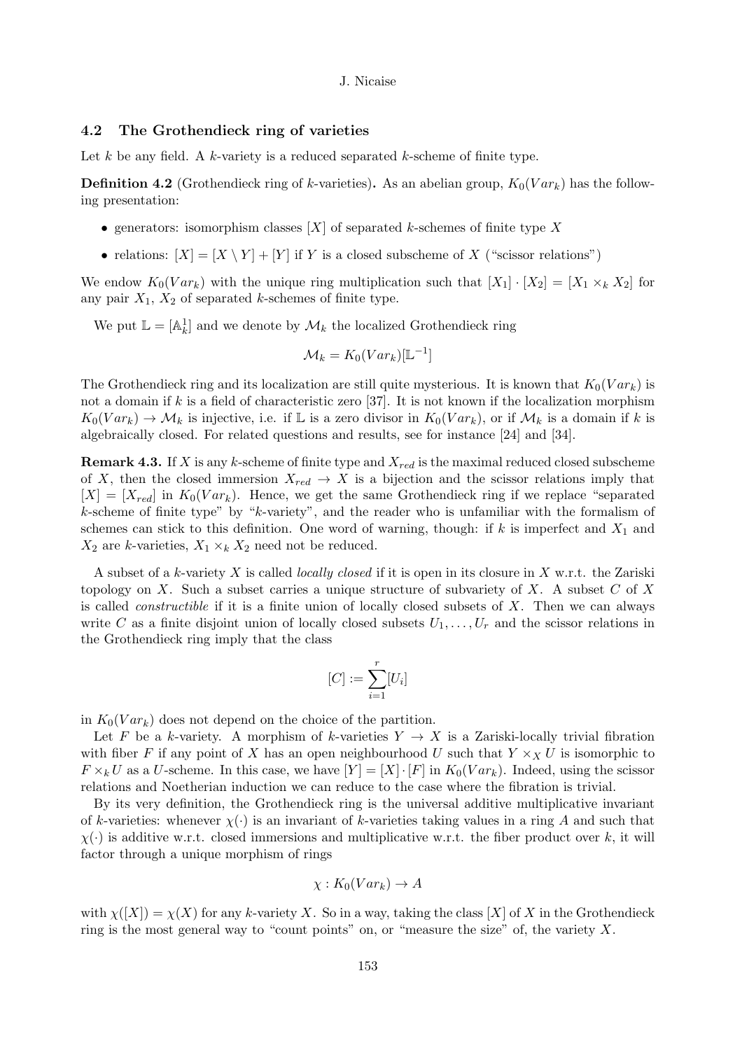### 4.2 The Grothendieck ring of varieties

Let $k$ be any field. A $k$-variety is a reduced separated $k$-scheme of finite type.

**Definition 4.2** (Grothendieck ring of $k$-varieties)**.** As an abelian group, $K_0(Var_k)$ has the following presentation:

- generators: isomorphism classes $[X]$ of separated $k$-schemes of finite type $X$
- relations: $[X] = [X \setminus Y] + [Y]$ if $Y$ is a closed subscheme of $X$ ("scissor relations")

We endow $K_0(Var_k)$ with the unique ring multiplication such that $[X_1] \cdot [X_2] = [X_1 \times_k X_2]$ for any pair $X_1$, $X_2$ of separated $k$-schemes of finite type.

We put $\mathbb{L} = [\mathbb{A}^1_k]$ and we denote by $\mathcal{M}_k$ the localized Grothendieck ring

$$\mathcal{M}_k = K_0(Var_k)[\mathbb{L}^{-1}]$$

The Grothendieck ring and its localization are still quite mysterious. It is known that $K_0(Var_k)$ is not a domain if $k$ is a field of characteristic zero [37]. It is not known if the localization morphism $K_0(Var_k) \to \mathcal{M}_k$ is injective, i.e. if $\mathbb{L}$ is a zero divisor in $K_0(Var_k)$, or if $\mathcal{M}_k$ is a domain if $k$ is algebraically closed. For related questions and results, see for instance [24] and [34].

**Remark 4.3.** If $X$ is any $k$-scheme of finite type and $X_{red}$ is the maximal reduced closed subscheme of $X$, then the closed immersion $X_{red} \to X$ is a bijection and the scissor relations imply that $[X] = [X_{red}]$ in $K_0(Var_k)$. Hence, we get the same Grothendieck ring if we replace "separated $k$-scheme of finite type" by "$k$-variety", and the reader who is unfamiliar with the formalism of schemes can stick to this definition. One word of warning, though: if $k$ is imperfect and $X_1$ and $X_2$ are $k$-varieties, $X_1 \times_k X_2$ need not be reduced.

A subset of a $k$-variety $X$ is called *locally closed* if it is open in its closure in $X$ w.r.t. the Zariski topology on $X$. Such a subset carries a unique structure of subvariety of $X$. A subset $C$ of $X$ is called *constructible* if it is a finite union of locally closed subsets of $X$. Then we can always write $C$ as a finite disjoint union of locally closed subsets $U_1, \ldots, U_r$ and the scissor relations in the Grothendieck ring imply that the class

$$[C] := \sum_{i=1}^{r} [U_i]$$

in $K_0(Var_k)$ does not depend on the choice of the partition.

Let $F$ be a $k$-variety. A morphism of $k$-varieties $Y \to X$ is a Zariski-locally trivial fibration with fiber $F$ if any point of $X$ has an open neighbourhood $U$ such that $Y \times_X U$ is isomorphic to $F \times_k U$ as a $U$-scheme. In this case, we have $[Y] = [X] \cdot [F]$ in $K_0(Var_k)$. Indeed, using the scissor relations and Noetherian induction we can reduce to the case where the fibration is trivial.

By its very definition, the Grothendieck ring is the universal additive multiplicative invariant of $k$-varieties: whenever $\chi(\cdot)$ is an invariant of $k$-varieties taking values in a ring $A$ and such that $\chi(\cdot)$ is additive w.r.t. closed immersions and multiplicative w.r.t. the fiber product over $k$, it will factor through a unique morphism of rings

$$\chi : K_0(Var_k) \to A$$

with $\chi([X]) = \chi(X)$ for any $k$-variety $X$. So in a way, taking the class $[X]$ of $X$ in the Grothendieck ring is the most general way to "count points" on, or "measure the size" of, the variety $X$.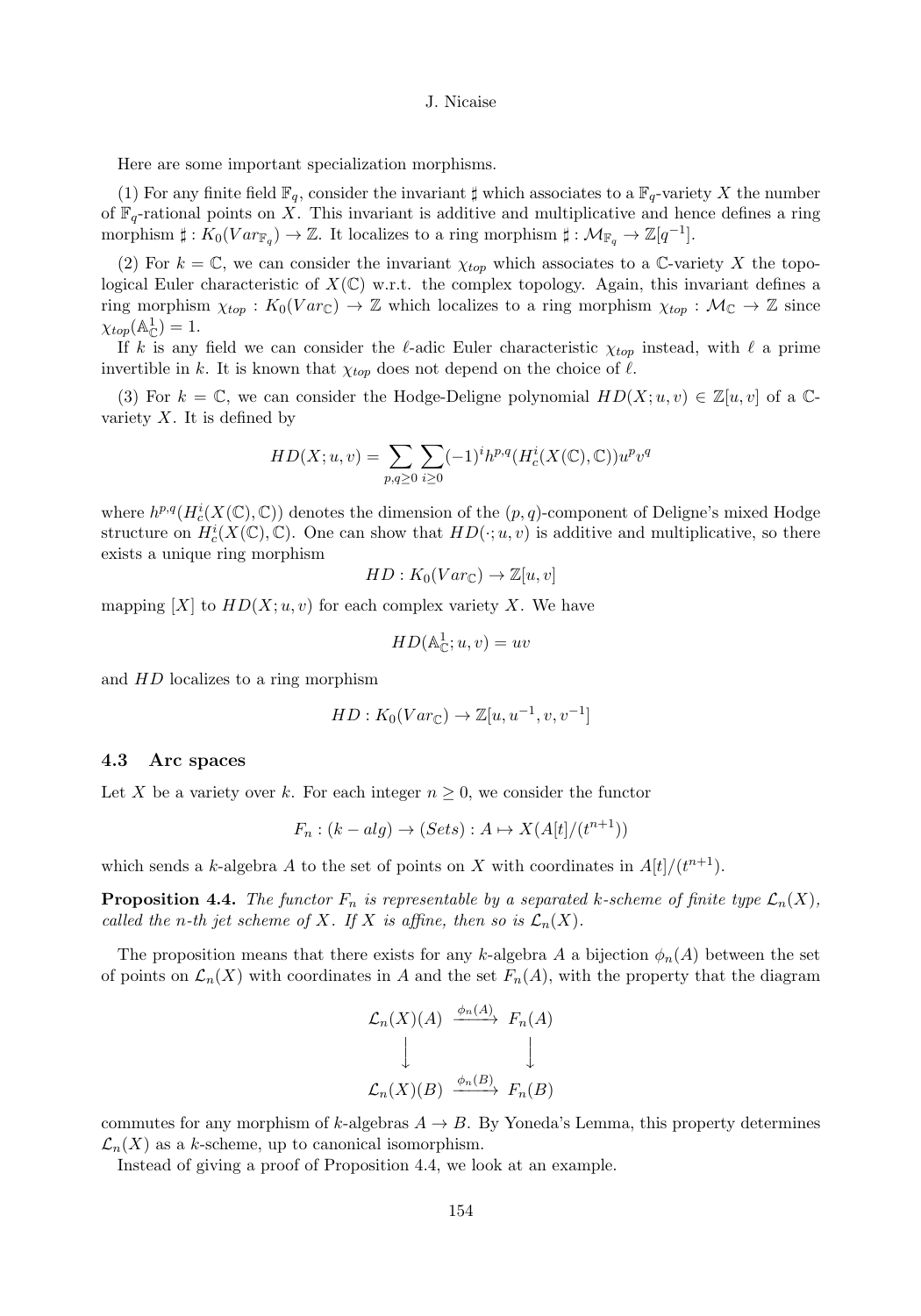Here are some important specialization morphisms.

(1) For any finite field $\mathbb{F}_q$, consider the invariant $\sharp$ which associates to a $\mathbb{F}_q$-variety $X$ the number of $\mathbb{F}_q$-rational points on $X$. This invariant is additive and multiplicative and hence defines a ring morphism $\sharp : K_0(Var_{\mathbb{F}_q}) \to \mathbb{Z}$. It localizes to a ring morphism $\sharp : \mathcal{M}_{\mathbb{F}_q} \to \mathbb{Z}[q^{-1}]$.

(2) For $k = \mathbb{C}$, we can consider the invariant $\chi_{top}$ which associates to a $\mathbb{C}$-variety $X$ the topological Euler characteristic of $X(\mathbb{C})$ w.r.t. the complex topology. Again, this invariant defines a ring morphism $\chi_{top} : K_0(Var_{\mathbb{C}}) \to \mathbb{Z}$ which localizes to a ring morphism $\chi_{top} : \mathcal{M}_{\mathbb{C}} \to \mathbb{Z}$ since $\chi_{top}(\mathbb{A}^1_{\mathbb{C}}) = 1$.

If $k$ is any field we can consider the $\ell$-adic Euler characteristic $\chi_{top}$ instead, with $\ell$ a prime invertible in $k$. It is known that $\chi_{top}$ does not depend on the choice of $\ell$.

(3) For $k = \mathbb{C}$, we can consider the Hodge-Deligne polynomial $HD(X; u, v) \in \mathbb{Z}[u, v]$ of a $\mathbb{C}$-variety $X$. It is defined by

$$HD(X; u, v) = \sum_{p,q \geq 0} \sum_{i \geq 0} (-1)^i h^{p,q}(H^i_c(X(\mathbb{C}), \mathbb{C})) u^p v^q$$

where $h^{p,q}(H^i_c(X(\mathbb{C}), \mathbb{C}))$ denotes the dimension of the $(p, q)$-component of Deligne's mixed Hodge structure on $H^i_c(X(\mathbb{C}), \mathbb{C})$. One can show that $HD(\cdot; u, v)$ is additive and multiplicative, so there exists a unique ring morphism

$$HD : K_0(Var_{\mathbb{C}}) \to \mathbb{Z}[u, v]$$

mapping $[X]$ to $HD(X; u, v)$ for each complex variety $X$. We have

$$HD(\mathbb{A}^1_{\mathbb{C}}; u, v) = uv$$

and $HD$ localizes to a ring morphism

$$HD : K_0(Var_{\mathbb{C}}) \to \mathbb{Z}[u, u^{-1}, v, v^{-1}]$$

### 4.3 Arc spaces

Let $X$ be a variety over $k$. For each integer $n \geq 0$, we consider the functor

$$F_n : (k - alg) \to (Sets) : A \mapsto X(A[t]/(t^{n+1}))$$

which sends a $k$-algebra $A$ to the set of points on $X$ with coordinates in $A[t]/(t^{n+1})$.

**Proposition 4.4.** *The functor $F_n$ is representable by a separated $k$-scheme of finite type $\mathcal{L}_n(X)$, called the $n$-th jet scheme of $X$. If $X$ is affine, then so is $\mathcal{L}_n(X)$.*

The proposition means that there exists for any $k$-algebra $A$ a bijection $\phi_n(A)$ between the set of points on $\mathcal{L}_n(X)$ with coordinates in $A$ and the set $F_n(A)$, with the property that the diagram

$$\begin{array}{ccc} \mathcal{L}_n(X)(A) & \xrightarrow{\phi_n(A)} & F_n(A) \\ \downarrow & & \downarrow \\ \mathcal{L}_n(X)(B) & \xrightarrow{\phi_n(B)} & F_n(B) \end{array}$$

commutes for any morphism of $k$-algebras $A \to B$. By Yoneda's Lemma, this property determines $\mathcal{L}_n(X)$ as a $k$-scheme, up to canonical isomorphism.

Instead of giving a proof of Proposition 4.4, we look at an example.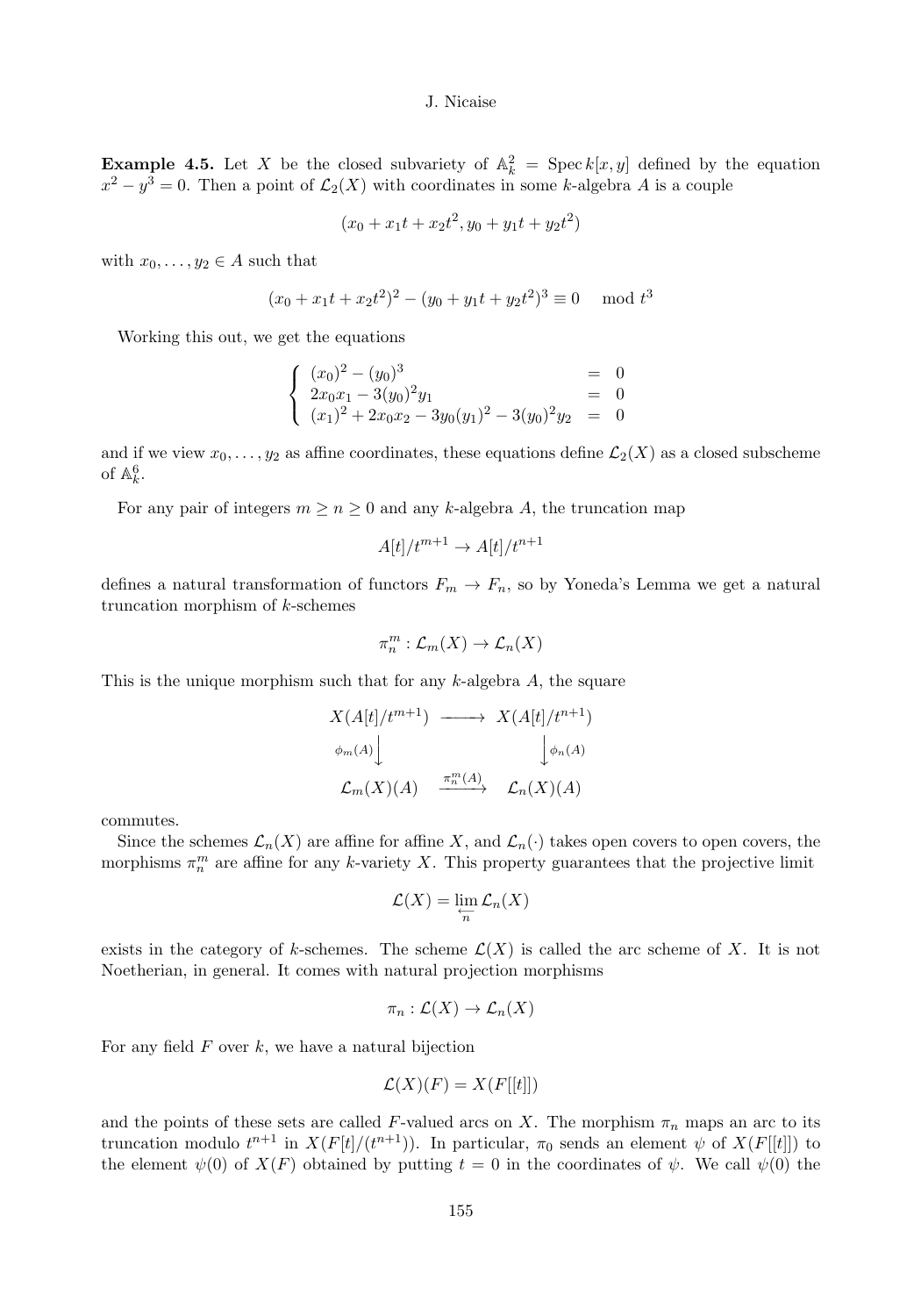**Example 4.5.** Let $X$ be the closed subvariety of $\mathbb{A}^2_k = \operatorname{Spec} k[x,y]$ defined by the equation $x^2 - y^3 = 0$. Then a point of $\mathcal{L}_2(X)$ with coordinates in some $k$-algebra $A$ is a couple

$$(x_0 + x_1 t + x_2 t^2, y_0 + y_1 t + y_2 t^2)$$

with $x_0, \ldots, y_2 \in A$ such that

$$(x_0 + x_1 t + x_2 t^2)^2 - (y_0 + y_1 t + y_2 t^2)^3 \equiv 0 \mod t^3$$

Working this out, we get the equations

$$\left\{ \begin{array}{lcl} (x_0)^2 - (y_0)^3 & = & 0 \\ 2x_0 x_1 - 3(y_0)^2 y_1 & = & 0 \\ (x_1)^2 + 2x_0 x_2 - 3y_0 (y_1)^2 - 3(y_0)^2 y_2 & = & 0 \end{array} \right.$$

and if we view $x_0, \ldots, y_2$ as affine coordinates, these equations define $\mathcal{L}_2(X)$ as a closed subscheme of $\mathbb{A}^6_k$.

For any pair of integers $m \geq n \geq 0$ and any $k$-algebra $A$, the truncation map

$$A[t]/t^{m+1} \to A[t]/t^{n+1}$$

defines a natural transformation of functors $F_m \to F_n$, so by Yoneda's Lemma we get a natural truncation morphism of $k$-schemes

$$\pi^m_n : \mathcal{L}_m(X) \to \mathcal{L}_n(X)$$

This is the unique morphism such that for any $k$-algebra $A$, the square

$$\begin{array}{ccc} X(A[t]/t^{m+1}) & \longrightarrow & X(A[t]/t^{n+1}) \\ {\scriptstyle \phi_m(A)} \downarrow & & \downarrow {\scriptstyle \phi_n(A)} \\ \mathcal{L}_m(X)(A) & \xrightarrow{\pi^m_n(A)} & \mathcal{L}_n(X)(A) \end{array}$$

commutes.

Since the schemes $\mathcal{L}_n(X)$ are affine for affine $X$, and $\mathcal{L}_n(\cdot)$ takes open covers to open covers, the morphisms $\pi^m_n$ are affine for any $k$-variety $X$. This property guarantees that the projective limit

$$\mathcal{L}(X) = \lim_{\stackrel{\longleftarrow}{n}} \mathcal{L}_n(X)$$

exists in the category of $k$-schemes. The scheme $\mathcal{L}(X)$ is called the arc scheme of $X$. It is not Noetherian, in general. It comes with natural projection morphisms

$$\pi_n : \mathcal{L}(X) \to \mathcal{L}_n(X)$$

For any field $F$ over $k$, we have a natural bijection

$$\mathcal{L}(X)(F) = X(F[[t]])$$

and the points of these sets are called $F$-valued arcs on $X$. The morphism $\pi_n$ maps an arc to its truncation modulo $t^{n+1}$ in $X(F[t]/(t^{n+1}))$. In particular, $\pi_0$ sends an element $\psi$ of $X(F[[t]])$ to the element $\psi(0)$ of $X(F)$ obtained by putting $t = 0$ in the coordinates of $\psi$. We call $\psi(0)$ the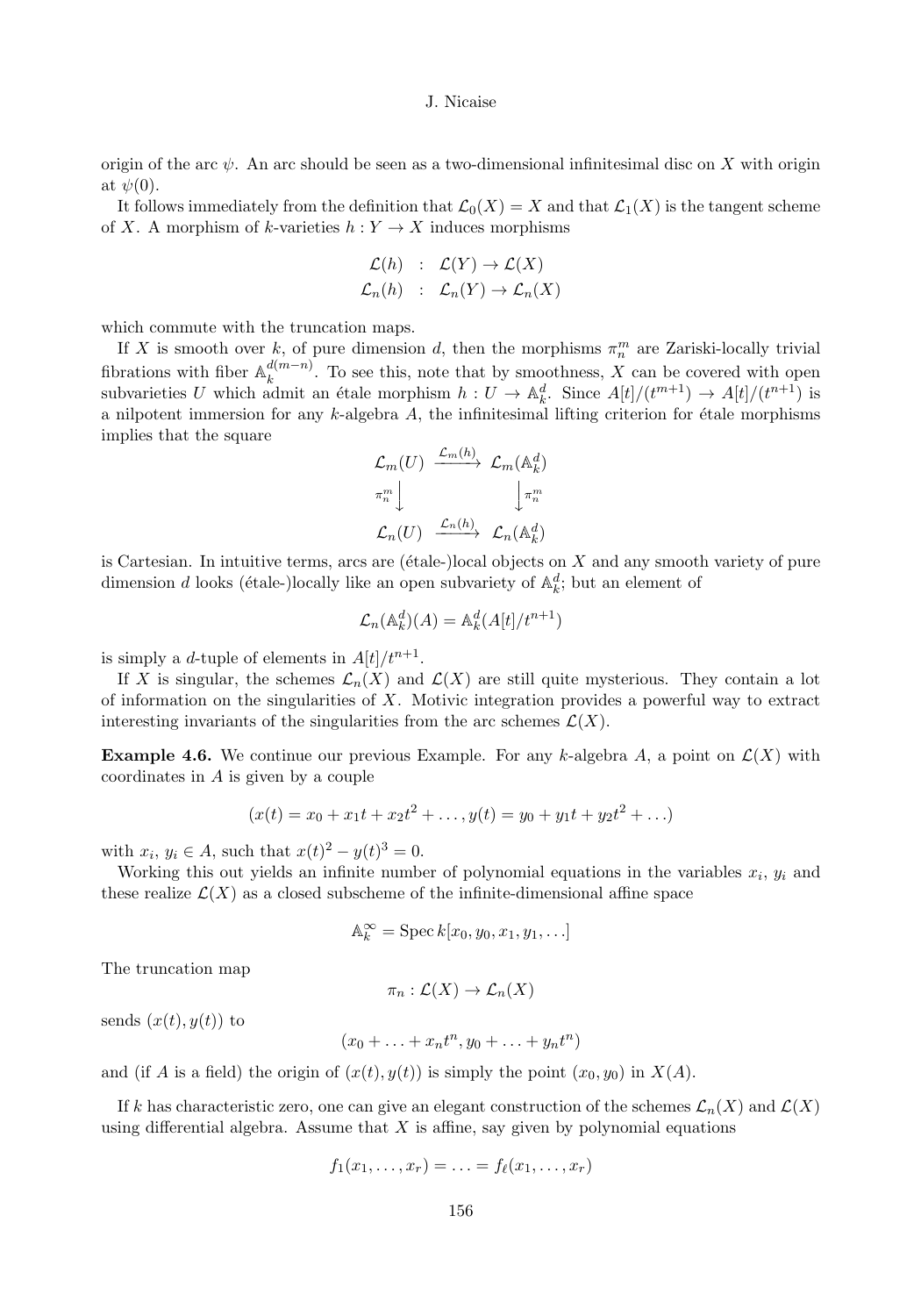origin of the arc $\psi$. An arc should be seen as a two-dimensional infinitesimal disc on $X$ with origin at $\psi(0)$.

It follows immediately from the definition that $\mathcal{L}_0(X) = X$ and that $\mathcal{L}_1(X)$ is the tangent scheme of $X$. A morphism of $k$-varieties $h : Y \to X$ induces morphisms

$$\begin{aligned} \mathcal{L}(h) &: \mathcal{L}(Y) \to \mathcal{L}(X) \\ \mathcal{L}_n(h) &: \mathcal{L}_n(Y) \to \mathcal{L}_n(X) \end{aligned}$$

which commute with the truncation maps.

If $X$ is smooth over $k$, of pure dimension $d$, then the morphisms $\pi^m_n$ are Zariski-locally trivial fibrations with fiber $\mathbb{A}^{d(m-n)}_k$. To see this, note that by smoothness, $X$ can be covered with open subvarieties $U$ which admit an étale morphism $h : U \to \mathbb{A}^d_k$. Since $A[t]/(t^{m+1}) \to A[t]/(t^{n+1})$ is a nilpotent immersion for any $k$-algebra $A$, the infinitesimal lifting criterion for étale morphisms implies that the square

$$\begin{array}{ccc} \mathcal{L}_m(U) & \xrightarrow{\mathcal{L}_m(h)} & \mathcal{L}_m(\mathbb{A}^d_k) \\ {\scriptstyle \pi^m_n}\downarrow & & \downarrow{\scriptstyle \pi^m_n} \\ \mathcal{L}_n(U) & \xrightarrow{\mathcal{L}_n(h)} & \mathcal{L}_n(\mathbb{A}^d_k) \end{array}$$

is Cartesian. In intuitive terms, arcs are (étale-)local objects on $X$ and any smooth variety of pure dimension $d$ looks (étale-)locally like an open subvariety of $\mathbb{A}^d_k$; but an element of

$$\mathcal{L}_n(\mathbb{A}^d_k)(A) = \mathbb{A}^d_k(A[t]/t^{n+1})$$

is simply a $d$-tuple of elements in $A[t]/t^{n+1}$.

If $X$ is singular, the schemes $\mathcal{L}_n(X)$ and $\mathcal{L}(X)$ are still quite mysterious. They contain a lot of information on the singularities of $X$. Motivic integration provides a powerful way to extract interesting invariants of the singularities from the arc schemes $\mathcal{L}(X)$.

**Example 4.6.** We continue our previous Example. For any $k$-algebra $A$, a point on $\mathcal{L}(X)$ with coordinates in $A$ is given by a couple

$$(x(t) = x_0 + x_1 t + x_2 t^2 + \ldots, y(t) = y_0 + y_1 t + y_2 t^2 + \ldots)$$

with $x_i$, $y_i \in A$, such that $x(t)^2 - y(t)^3 = 0$.

Working this out yields an infinite number of polynomial equations in the variables $x_i$, $y_i$ and these realize $\mathcal{L}(X)$ as a closed subscheme of the infinite-dimensional affine space

$$\mathbb{A}^\infty_k = \operatorname{Spec} k[x_0, y_0, x_1, y_1, \ldots]$$

The truncation map

$$\pi_n : \mathcal{L}(X) \to \mathcal{L}_n(X)$$

sends $(x(t), y(t))$ to

$$(x_0 + \ldots + x_n t^n, y_0 + \ldots + y_n t^n)$$

and (if $A$ is a field) the origin of $(x(t), y(t))$ is simply the point $(x_0, y_0)$ in $X(A)$.

If $k$ has characteristic zero, one can give an elegant construction of the schemes $\mathcal{L}_n(X)$ and $\mathcal{L}(X)$ using differential algebra. Assume that $X$ is affine, say given by polynomial equations

$$f_1(x_1, \ldots, x_r) = \ldots = f_\ell(x_1, \ldots, x_r)$$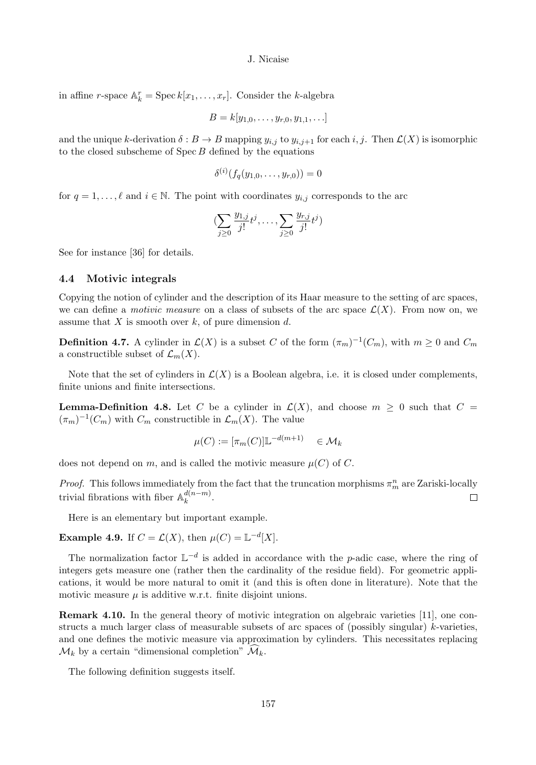in affine $r$-space $\mathbb{A}^r_k = \operatorname{Spec} k[x_1, \ldots, x_r]$. Consider the $k$-algebra

$$B = k[y_{1,0}, \ldots, y_{r,0}, y_{1,1}, \ldots]$$

and the unique $k$-derivation $\delta : B \to B$ mapping $y_{i,j}$ to $y_{i,j+1}$ for each $i, j$. Then $\mathcal{L}(X)$ is isomorphic to the closed subscheme of $\operatorname{Spec} B$ defined by the equations

$$\delta^{(i)}(f_q(y_{1,0}, \ldots, y_{r,0})) = 0$$

for $q = 1, \ldots, \ell$ and $i \in \mathbb{N}$. The point with coordinates $y_{i,j}$ corresponds to the arc

$$(\sum_{j \geq 0} \frac{y_{1,j}}{j!} t^j, \ldots, \sum_{j \geq 0} \frac{y_{r,j}}{j!} t^j)$$

See for instance [36] for details.

### 4.4 Motivic integrals

Copying the notion of cylinder and the description of its Haar measure to the setting of arc spaces, we can define a *motivic measure* on a class of subsets of the arc space $\mathcal{L}(X)$. From now on, we assume that $X$ is smooth over $k$, of pure dimension $d$.

**Definition 4.7.** A cylinder in $\mathcal{L}(X)$ is a subset $C$ of the form $(\pi_m)^{-1}(C_m)$, with $m \geq 0$ and $C_m$ a constructible subset of $\mathcal{L}_m(X)$.

Note that the set of cylinders in $\mathcal{L}(X)$ is a Boolean algebra, i.e. it is closed under complements, finite unions and finite intersections.

**Lemma-Definition 4.8.** Let $C$ be a cylinder in $\mathcal{L}(X)$, and choose $m \geq 0$ such that $C = (\pi_m)^{-1}(C_m)$ with $C_m$ constructible in $\mathcal{L}_m(X)$. The value

$$\mu(C) := [\pi_m(C)]\mathbb{L}^{-d(m+1)} \quad \in \mathcal{M}_k$$

does not depend on $m$, and is called the motivic measure $\mu(C)$ of $C$.

*Proof.* This follows immediately from the fact that the truncation morphisms $\pi^n_m$ are Zariski-locally trivial fibrations with fiber $\mathbb{A}^{d(n-m)}_k$. □

Here is an elementary but important example.

**Example 4.9.** If $C = \mathcal{L}(X)$, then $\mu(C) = \mathbb{L}^{-d}[X]$.

The normalization factor $\mathbb{L}^{-d}$ is added in accordance with the $p$-adic case, where the ring of integers gets measure one (rather then the cardinality of the residue field). For geometric applications, it would be more natural to omit it (and this is often done in literature). Note that the motivic measure $\mu$ is additive w.r.t. finite disjoint unions.

**Remark 4.10.** In the general theory of motivic integration on algebraic varieties [11], one constructs a much larger class of measurable subsets of arc spaces of (possibly singular) $k$-varieties, and one defines the motivic measure via approximation by cylinders. This necessitates replacing $\mathcal{M}_k$ by a certain "dimensional completion" $\widehat{\mathcal{M}}_k$.

The following definition suggests itself.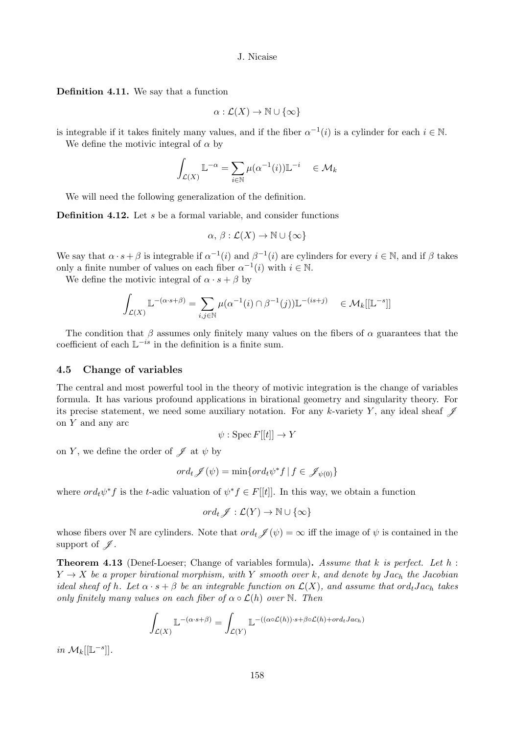**Definition 4.11.** We say that a function

$$\alpha : \mathcal{L}(X) \to \mathbb{N} \cup \{\infty\}$$

is integrable if it takes finitely many values, and if the fiber $\alpha^{-1}(i)$ is a cylinder for each $i \in \mathbb{N}$.

We define the motivic integral of $\alpha$ by

$$\int_{\mathcal{L}(X)} \mathbb{L}^{-\alpha} = \sum_{i\in\mathbb{N}} \mu(\alpha^{-1}(i))\mathbb{L}^{-i} \quad \in \mathcal{M}_k$$

We will need the following generalization of the definition.

**Definition 4.12.** Let $s$ be a formal variable, and consider functions

$$\alpha,\, \beta : \mathcal{L}(X) \to \mathbb{N} \cup \{\infty\}$$

We say that $\alpha \cdot s + \beta$ is integrable if $\alpha^{-1}(i)$ and $\beta^{-1}(i)$ are cylinders for every $i \in \mathbb{N}$, and if $\beta$ takes only a finite number of values on each fiber $\alpha^{-1}(i)$ with $i \in \mathbb{N}$.

We define the motivic integral of $\alpha \cdot s + \beta$ by

$$\int_{\mathcal{L}(X)} \mathbb{L}^{-(\alpha\cdot s+\beta)} = \sum_{i,j\in\mathbb{N}} \mu(\alpha^{-1}(i)\cap\beta^{-1}(j))\mathbb{L}^{-(is+j)} \quad \in \mathcal{M}_k[[\mathbb{L}^{-s}]]$$

The condition that $\beta$ assumes only finitely many values on the fibers of $\alpha$ guarantees that the coefficient of each $\mathbb{L}^{-is}$ in the definition is a finite sum.

### 4.5 Change of variables

The central and most powerful tool in the theory of motivic integration is the change of variables formula. It has various profound applications in birational geometry and singularity theory. For its precise statement, we need some auxiliary notation. For any $k$-variety $Y$, any ideal sheaf $\mathscr{J}$ on $Y$ and any arc

$$\psi : \operatorname{Spec} F[[t]] \to Y$$

on $Y$, we define the order of $\mathscr{J}$ at $\psi$ by

$$ord_t \mathscr{J}(\psi) = \min\{ord_t \psi^* f \mid f \in \mathscr{J}_{\psi(0)}\}$$

where $ord_t\psi^* f$ is the $t$-adic valuation of $\psi^* f \in F[[t]]$. In this way, we obtain a function

$$ord_t \mathscr{J} : \mathcal{L}(Y) \to \mathbb{N} \cup \{\infty\}$$

whose fibers over $\mathbb{N}$ are cylinders. Note that $ord_t \mathscr{J}(\psi) = \infty$ iff the image of $\psi$ is contained in the support of $\mathscr{J}$.

**Theorem 4.13** (Denef-Loeser; Change of variables formula)**.** *Assume that $k$ is perfect. Let $h : Y \to X$ be a proper birational morphism, with $Y$ smooth over $k$, and denote by $Jac_h$ the Jacobian ideal sheaf of $h$. Let $\alpha \cdot s + \beta$ be an integrable function on $\mathcal{L}(X)$, and assume that $ord_t Jac_h$ takes only finitely many values on each fiber of $\alpha \circ \mathcal{L}(h)$ over $\mathbb{N}$. Then*

$$\int_{\mathcal{L}(X)} \mathbb{L}^{-(\alpha\cdot s+\beta)} = \int_{\mathcal{L}(Y)} \mathbb{L}^{-((\alpha\circ\mathcal{L}(h))\cdot s+\beta\circ\mathcal{L}(h)+ord_t Jac_h)}$$

*in $\mathcal{M}_k[[\mathbb{L}^{-s}]]$.*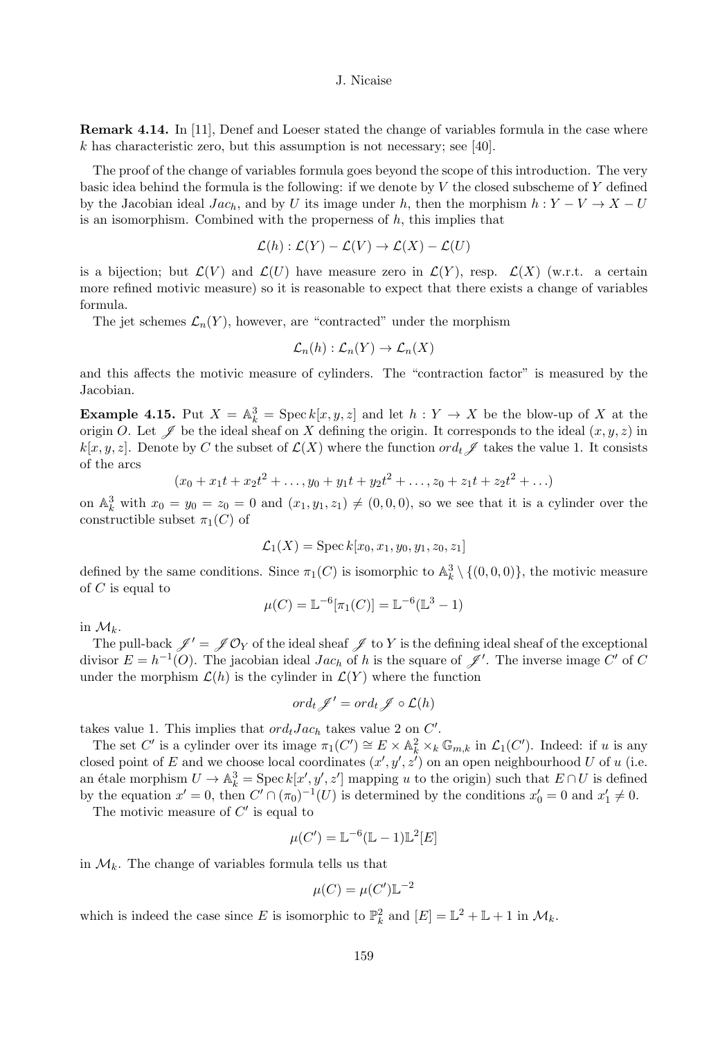**Remark 4.14.** In [11], Denef and Loeser stated the change of variables formula in the case where $k$ has characteristic zero, but this assumption is not necessary; see [40].

The proof of the change of variables formula goes beyond the scope of this introduction. The very basic idea behind the formula is the following: if we denote by $V$ the closed subscheme of $Y$ defined by the Jacobian ideal $Jac_h$, and by $U$ its image under $h$, then the morphism $h : Y - V \to X - U$ is an isomorphism. Combined with the properness of $h$, this implies that

$$\mathcal{L}(h) : \mathcal{L}(Y) - \mathcal{L}(V) \to \mathcal{L}(X) - \mathcal{L}(U)$$

is a bijection; but $\mathcal{L}(V)$ and $\mathcal{L}(U)$ have measure zero in $\mathcal{L}(Y)$, resp. $\mathcal{L}(X)$ (w.r.t. a certain more refined motivic measure) so it is reasonable to expect that there exists a change of variables formula.

The jet schemes $\mathcal{L}_n(Y)$, however, are "contracted" under the morphism

$$\mathcal{L}_n(h) : \mathcal{L}_n(Y) \to \mathcal{L}_n(X)$$

and this affects the motivic measure of cylinders. The "contraction factor" is measured by the Jacobian.

**Example 4.15.** Put $X = \mathbb{A}^3_k = \operatorname{Spec} k[x, y, z]$ and let $h : Y \to X$ be the blow-up of $X$ at the origin $O$. Let $\mathscr{J}$ be the ideal sheaf on $X$ defining the origin. It corresponds to the ideal $(x, y, z)$ in $k[x, y, z]$. Denote by $C$ the subset of $\mathcal{L}(X)$ where the function $ord_t \mathscr{J}$ takes the value 1. It consists of the arcs

$$(x_0 + x_1 t + x_2 t^2 + \ldots, y_0 + y_1 t + y_2 t^2 + \ldots, z_0 + z_1 t + z_2 t^2 + \ldots)$$

on $\mathbb{A}^3_k$ with $x_0 = y_0 = z_0 = 0$ and $(x_1, y_1, z_1) \neq (0, 0, 0)$, so we see that it is a cylinder over the constructible subset $\pi_1(C)$ of

$$\mathcal{L}_1(X) = \operatorname{Spec} k[x_0, x_1, y_0, y_1, z_0, z_1]$$

defined by the same conditions. Since $\pi_1(C)$ is isomorphic to $\mathbb{A}^3_k \setminus \{(0, 0, 0)\}$, the motivic measure of $C$ is equal to

$$\mu(C) = \mathbb{L}^{-6}[\pi_1(C)] = \mathbb{L}^{-6}(\mathbb{L}^3 - 1)$$

in $\mathcal{M}_k$.

The pull-back $\mathscr{J}' = \mathscr{J}\mathcal{O}_Y$ of the ideal sheaf $\mathscr{J}$ to $Y$ is the defining ideal sheaf of the exceptional divisor $E = h^{-1}(O)$. The jacobian ideal $Jac_h$ of $h$ is the square of $\mathscr{J}'$. The inverse image $C'$ of $C$ under the morphism $\mathcal{L}(h)$ is the cylinder in $\mathcal{L}(Y)$ where the function

$$ord_t \mathscr{J}' = ord_t \mathscr{J} \circ \mathcal{L}(h)$$

takes value 1. This implies that $ord_t Jac_h$ takes value 2 on $C'$.

The set $C'$ is a cylinder over its image $\pi_1(C') \cong E \times \mathbb{A}^2_k \times_k \mathbb{G}_{m,k}$ in $\mathcal{L}_1(C')$. Indeed: if $u$ is any closed point of $E$ and we choose local coordinates $(x', y', z')$ on an open neighbourhood $U$ of $u$ (i.e. an étale morphism $U \to \mathbb{A}^3_k = \operatorname{Spec} k[x', y', z']$ mapping $u$ to the origin) such that $E \cap U$ is defined by the equation $x' = 0$, then $C' \cap (\pi_0)^{-1}(U)$ is determined by the conditions $x'_0 = 0$ and $x'_1 \neq 0$.

The motivic measure of $C'$ is equal to

$$\mu(C') = \mathbb{L}^{-6}(\mathbb{L} - 1)\mathbb{L}^2[E]$$

in $\mathcal{M}_k$. The change of variables formula tells us that

$$\mu(C) = \mu(C')\mathbb{L}^{-2}$$

which is indeed the case since $E$ is isomorphic to $\mathbb{P}^2_k$ and $[E] = \mathbb{L}^2 + \mathbb{L} + 1$ in $\mathcal{M}_k$.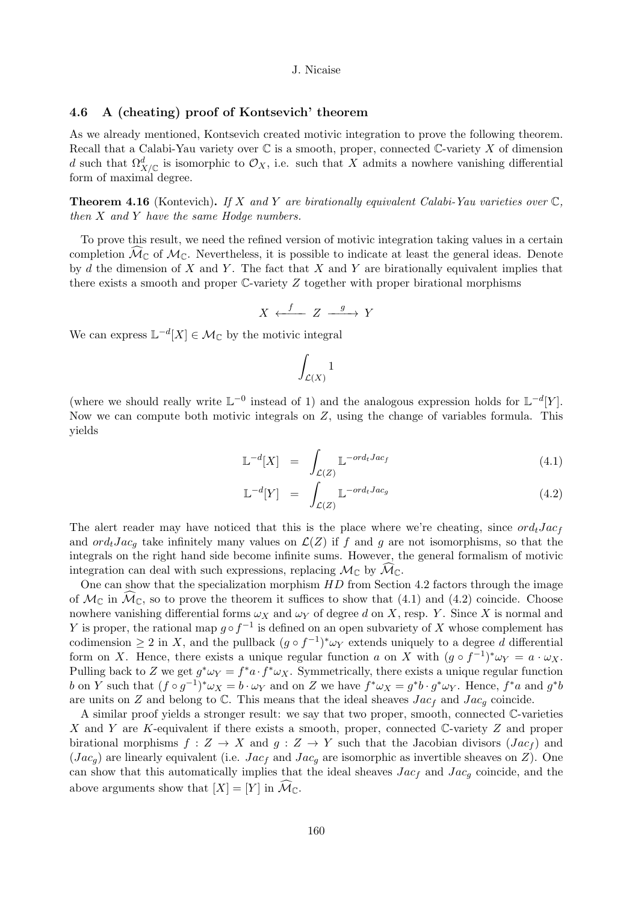### 4.6 A (cheating) proof of Kontsevich' theorem

As we already mentioned, Kontsevich created motivic integration to prove the following theorem. Recall that a Calabi-Yau variety over $\mathbb{C}$ is a smooth, proper, connected $\mathbb{C}$-variety $X$ of dimension $d$ such that $\Omega^d_{X/\mathbb{C}}$ is isomorphic to $\mathcal{O}_X$, i.e. such that $X$ admits a nowhere vanishing differential form of maximal degree.

**Theorem 4.16** (Kontevich)**.** *If $X$ and $Y$ are birationally equivalent Calabi-Yau varieties over $\mathbb{C}$, then $X$ and $Y$ have the same Hodge numbers.*

To prove this result, we need the refined version of motivic integration taking values in a certain completion $\widehat{\mathcal{M}}_{\mathbb{C}}$ of $\mathcal{M}_{\mathbb{C}}$. Nevertheless, it is possible to indicate at least the general ideas. Denote by $d$ the dimension of $X$ and $Y$. The fact that $X$ and $Y$ are birationally equivalent implies that there exists a smooth and proper $\mathbb{C}$-variety $Z$ together with proper birational morphisms

$$X \xleftarrow{\ f\ } Z \xrightarrow{\ g\ } Y$$

We can express $\mathbb{L}^{-d}[X] \in \mathcal{M}_{\mathbb{C}}$ by the motivic integral

$$\int_{\mathcal{L}(X)} 1$$

(where we should really write $\mathbb{L}^{-0}$ instead of 1) and the analogous expression holds for $\mathbb{L}^{-d}[Y]$. Now we can compute both motivic integrals on $Z$, using the change of variables formula. This yields

$$\mathbb{L}^{-d}[X] = \int_{\mathcal{L}(Z)} \mathbb{L}^{-ord_t Jac_f} \tag{4.1}$$

$$\mathbb{L}^{-d}[Y] = \int_{\mathcal{L}(Z)} \mathbb{L}^{-ord_t Jac_g} \tag{4.2}$$

The alert reader may have noticed that this is the place where we're cheating, since $ord_t Jac_f$ and $ord_t Jac_g$ take infinitely many values on $\mathcal{L}(Z)$ if $f$ and $g$ are not isomorphisms, so that the integrals on the right hand side become infinite sums. However, the general formalism of motivic integration can deal with such expressions, replacing $\mathcal{M}_{\mathbb{C}}$ by $\widehat{\mathcal{M}}_{\mathbb{C}}$.

One can show that the specialization morphism $HD$ from Section 4.2 factors through the image of $\mathcal{M}_{\mathbb{C}}$ in $\widehat{\mathcal{M}}_{\mathbb{C}}$, so to prove the theorem it suffices to show that (4.1) and (4.2) coincide. Choose nowhere vanishing differential forms $\omega_X$ and $\omega_Y$ of degree $d$ on $X$, resp. $Y$. Since $X$ is normal and $Y$ is proper, the rational map $g \circ f^{-1}$ is defined on an open subvariety of $X$ whose complement has codimension $\geq 2$ in $X$, and the pullback $(g \circ f^{-1})^* \omega_Y$ extends uniquely to a degree $d$ differential form on $X$. Hence, there exists a unique regular function $a$ on $X$ with $(g \circ f^{-1})^* \omega_Y = a \cdot \omega_X$. Pulling back to $Z$ we get $g^* \omega_Y = f^* a \cdot f^* \omega_X$. Symmetrically, there exists a unique regular function $b$ on $Y$ such that $(f \circ g^{-1})^* \omega_X = b \cdot \omega_Y$ and on $Z$ we have $f^* \omega_X = g^* b \cdot g^* \omega_Y$. Hence, $f^* a$ and $g^* b$ are units on $Z$ and belong to $\mathbb{C}$. This means that the ideal sheaves $Jac_f$ and $Jac_g$ coincide.

A similar proof yields a stronger result: we say that two proper, smooth, connected $\mathbb{C}$-varieties $X$ and $Y$ are $K$-equivalent if there exists a smooth, proper, connected $\mathbb{C}$-variety $Z$ and proper birational morphisms $f : Z \to X$ and $g : Z \to Y$ such that the Jacobian divisors $(Jac_f)$ and $(Jac_g)$ are linearly equivalent (i.e. $Jac_f$ and $Jac_g$ are isomorphic as invertible sheaves on $Z$). One can show that this automatically implies that the ideal sheaves $Jac_f$ and $Jac_g$ coincide, and the above arguments show that $[X] = [Y]$ in $\widehat{\mathcal{M}}_{\mathbb{C}}$.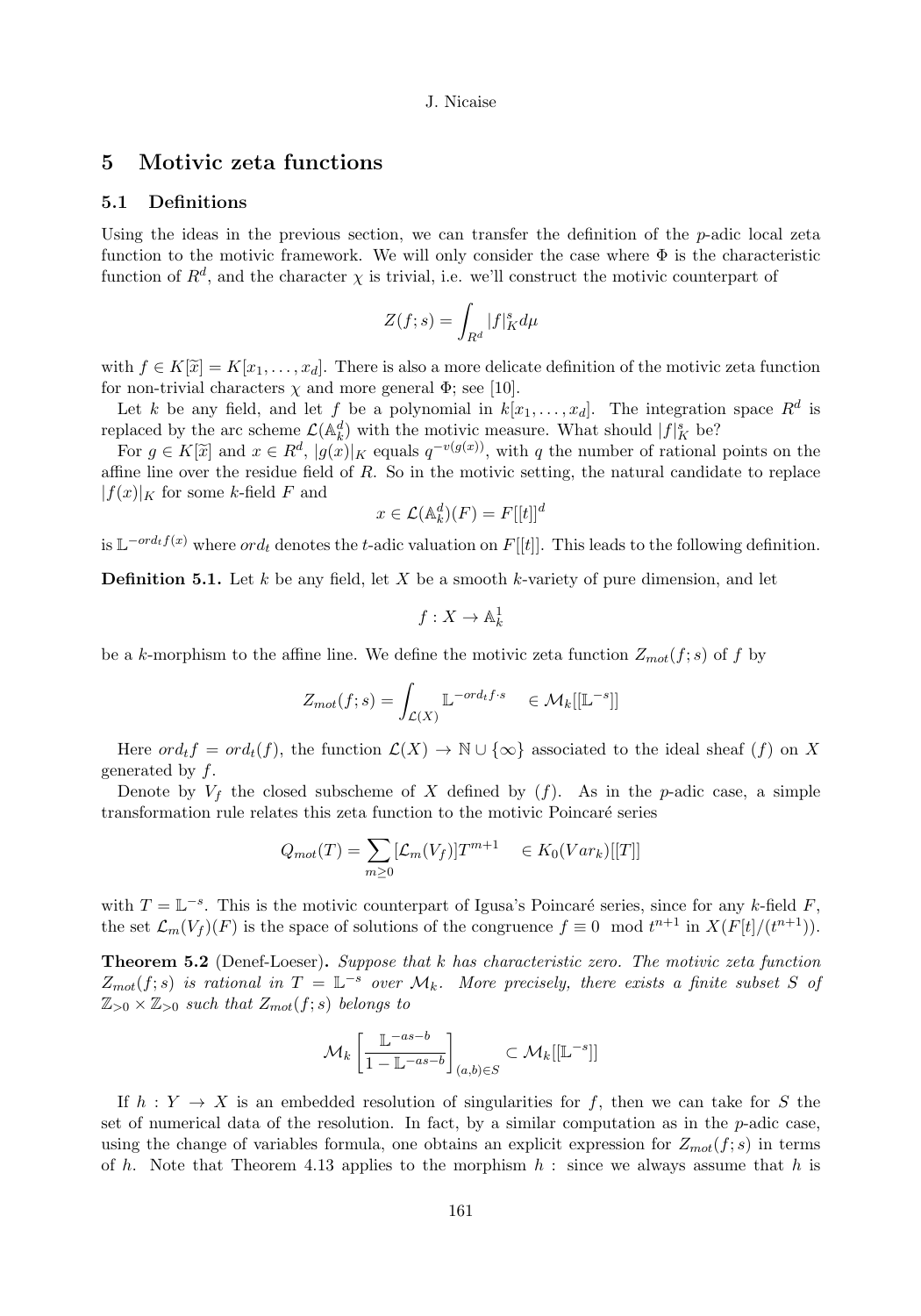## 5 Motivic zeta functions

### 5.1 Definitions

Using the ideas in the previous section, we can transfer the definition of the $p$-adic local zeta function to the motivic framework. We will only consider the case where $\Phi$ is the characteristic function of $R^d$, and the character $\chi$ is trivial, i.e. we'll construct the motivic counterpart of

$$Z(f;s) = \int_{R^d} |f|_K^s d\mu$$

with $f \in K[\widetilde{x}] = K[x_1, \ldots, x_d]$. There is also a more delicate definition of the motivic zeta function for non-trivial characters $\chi$ and more general $\Phi$; see [10].

Let $k$ be any field, and let $f$ be a polynomial in $k[x_1, \ldots, x_d]$. The integration space $R^d$ is replaced by the arc scheme $\mathcal{L}(\mathbb{A}_k^d)$ with the motivic measure. What should $|f|_K^s$ be?

For $g \in K[\widetilde{x}]$ and $x \in R^d$, $|g(x)|_K$ equals $q^{-v(g(x))}$, with $q$ the number of rational points on the affine line over the residue field of $R$. So in the motivic setting, the natural candidate to replace $|f(x)|_K$ for some $k$-field $F$ and

$$x \in \mathcal{L}(\mathbb{A}_k^d)(F) = F[[t]]^d$$

is $\mathbb{L}^{-ord_t f(x)}$ where $ord_t$ denotes the $t$-adic valuation on $F[[t]]$. This leads to the following definition.

**Definition 5.1.** Let $k$ be any field, let $X$ be a smooth $k$-variety of pure dimension, and let

$$f : X \to \mathbb{A}_k^1$$

be a $k$-morphism to the affine line. We define the motivic zeta function $Z_{mot}(f;s)$ of $f$ by

$$Z_{mot}(f;s) = \int_{\mathcal{L}(X)} \mathbb{L}^{-ord_t f \cdot s} \quad \in \mathcal{M}_k[[\mathbb{L}^{-s}]]$$

Here $ord_t f = ord_t(f)$, the function $\mathcal{L}(X) \to \mathbb{N} \cup \{\infty\}$ associated to the ideal sheaf $(f)$ on $X$ generated by $f$.

Denote by $V_f$ the closed subscheme of $X$ defined by $(f)$. As in the $p$-adic case, a simple transformation rule relates this zeta function to the motivic Poincaré series

$$Q_{mot}(T) = \sum_{m \geq 0} [\mathcal{L}_m(V_f)] T^{m+1} \quad \in K_0(Var_k)[[T]]$$

with $T = \mathbb{L}^{-s}$. This is the motivic counterpart of Igusa's Poincaré series, since for any $k$-field $F$, the set $\mathcal{L}_m(V_f)(F)$ is the space of solutions of the congruence $f \equiv 0 \mod t^{n+1}$ in $X(F[t]/(t^{n+1}))$.

**Theorem 5.2** (Denef-Loeser)**.** *Suppose that $k$ has characteristic zero. The motivic zeta function $Z_{mot}(f;s)$ is rational in $T = \mathbb{L}^{-s}$ over $\mathcal{M}_k$. More precisely, there exists a finite subset $S$ of $\mathbb{Z}_{>0} \times \mathbb{Z}_{>0}$ such that $Z_{mot}(f;s)$ belongs to*

$$\mathcal{M}_k \left[ \frac{\mathbb{L}^{-as-b}}{1 - \mathbb{L}^{-as-b}} \right]_{(a,b) \in S} \subset \mathcal{M}_k[[\mathbb{L}^{-s}]]$$

If $h : Y \to X$ is an embedded resolution of singularities for $f$, then we can take for $S$ the set of numerical data of the resolution. In fact, by a similar computation as in the $p$-adic case, using the change of variables formula, one obtains an explicit expression for $Z_{mot}(f;s)$ in terms of $h$. Note that Theorem 4.13 applies to the morphism $h$ : since we always assume that $h$ is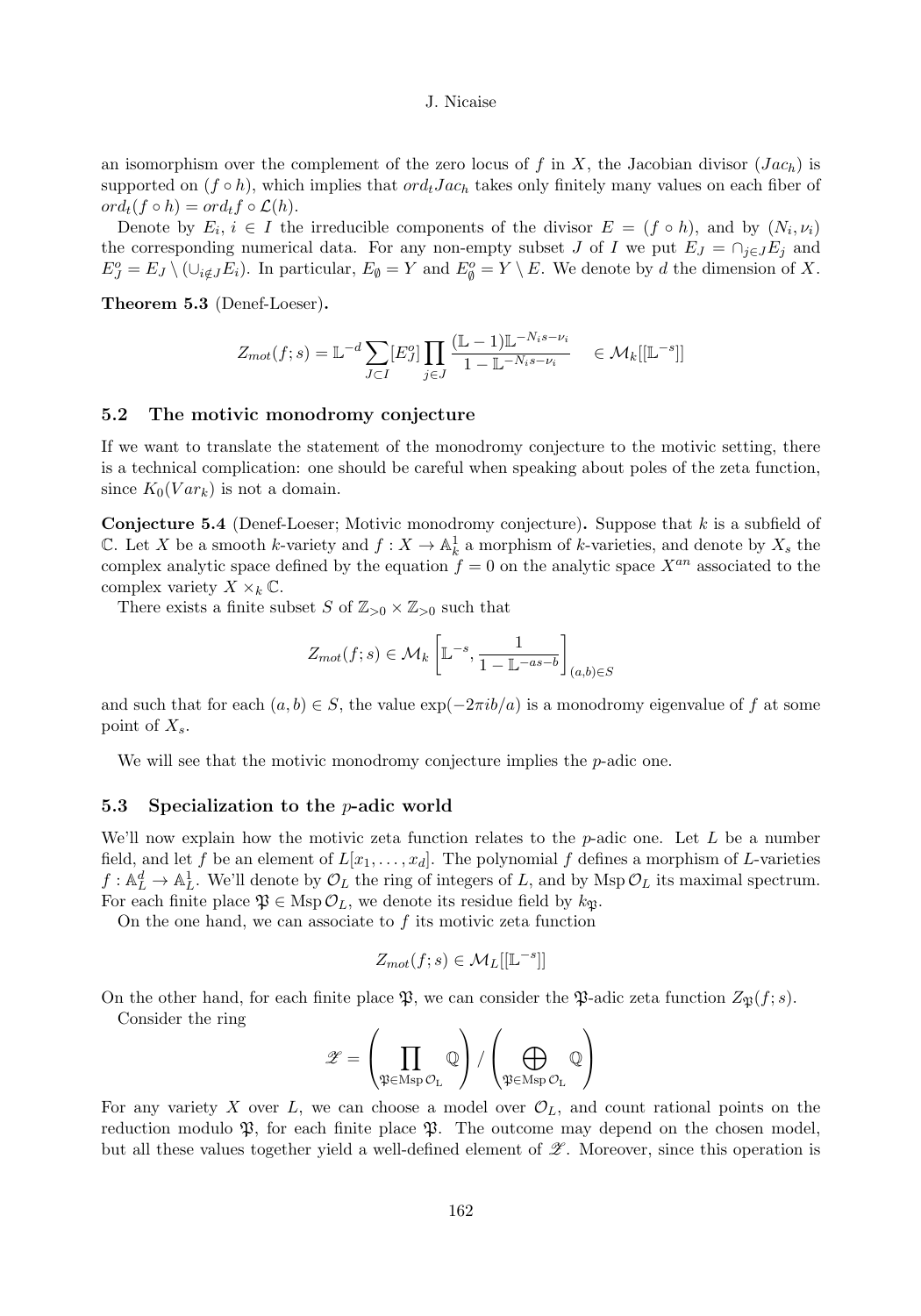an isomorphism over the complement of the zero locus of $f$ in $X$, the Jacobian divisor $(Jac_h)$ is supported on $(f \circ h)$, which implies that $ord_t Jac_h$ takes only finitely many values on each fiber of $ord_t(f \circ h) = ord_t f \circ \mathcal{L}(h)$.

Denote by $E_i$, $i \in I$ the irreducible components of the divisor $E = (f \circ h)$, and by $(N_i, \nu_i)$ the corresponding numerical data. For any non-empty subset $J$ of $I$ we put $E_J = \cap_{j \in J} E_j$ and $E_J^o = E_J \setminus (\cup_{i \notin J} E_i)$. In particular, $E_\emptyset = Y$ and $E_\emptyset^o = Y \setminus E$. We denote by $d$ the dimension of $X$.

**Theorem 5.3** (Denef-Loeser)**.**

$$Z_{mot}(f;s) = \mathbb{L}^{-d} \sum_{J \subset I} [E_J^o] \prod_{j \in J} \frac{(\mathbb{L}-1)\mathbb{L}^{-N_i s - \nu_i}}{1 - \mathbb{L}^{-N_i s - \nu_i}} \quad \in \mathcal{M}_k[[\mathbb{L}^{-s}]]$$

### 5.2 The motivic monodromy conjecture

If we want to translate the statement of the monodromy conjecture to the motivic setting, there is a technical complication: one should be careful when speaking about poles of the zeta function, since $K_0(Var_k)$ is not a domain.

**Conjecture 5.4** (Denef-Loeser; Motivic monodromy conjecture)**.** *Suppose that $k$ is a subfield of $\mathbb{C}$. Let $X$ be a smooth $k$-variety and $f : X \to \mathbb{A}_k^1$ a morphism of $k$-varieties, and denote by $X_s$ the complex analytic space defined by the equation $f = 0$ on the analytic space $X^{an}$ associated to the complex variety $X \times_k \mathbb{C}$.*

*There exists a finite subset $S$ of $\mathbb{Z}_{>0} \times \mathbb{Z}_{>0}$ such that*

$$Z_{mot}(f;s) \in \mathcal{M}_k \left[ \mathbb{L}^{-s}, \frac{1}{1 - \mathbb{L}^{-as-b}} \right]_{(a,b) \in S}$$

*and such that for each $(a,b) \in S$, the value $\exp(-2\pi i b/a)$ is a monodromy eigenvalue of $f$ at some point of $X_s$.*

We will see that the motivic monodromy conjecture implies the $p$-adic one.

### 5.3 Specialization to the $p$-adic world

We'll now explain how the motivic zeta function relates to the $p$-adic one. Let $L$ be a number field, and let $f$ be an element of $L[x_1, \ldots, x_d]$. The polynomial $f$ defines a morphism of $L$-varieties $f : \mathbb{A}_L^d \to \mathbb{A}_L^1$. We'll denote by $\mathcal{O}_L$ the ring of integers of $L$, and by $\operatorname{Msp} \mathcal{O}_L$ its maximal spectrum. For each finite place $\mathfrak{P} \in \operatorname{Msp} \mathcal{O}_L$, we denote its residue field by $k_\mathfrak{P}$.

On the one hand, we can associate to $f$ its motivic zeta function

$$Z_{mot}(f;s) \in \mathcal{M}_L[[\mathbb{L}^{-s}]]$$

On the other hand, for each finite place $\mathfrak{P}$, we can consider the $\mathfrak{P}$-adic zeta function $Z_\mathfrak{P}(f;s)$.

Consider the ring

$$\mathscr{Z} = \left( \prod_{\mathfrak{P} \in \operatorname{Msp} \mathcal{O}_L} \mathbb{Q} \right) / \left( \bigoplus_{\mathfrak{P} \in \operatorname{Msp} \mathcal{O}_L} \mathbb{Q} \right)$$

For any variety $X$ over $L$, we can choose a model over $\mathcal{O}_L$, and count rational points on the reduction modulo $\mathfrak{P}$, for each finite place $\mathfrak{P}$. The outcome may depend on the chosen model, but all these values together yield a well-defined element of $\mathscr{Z}$. Moreover, since this operation is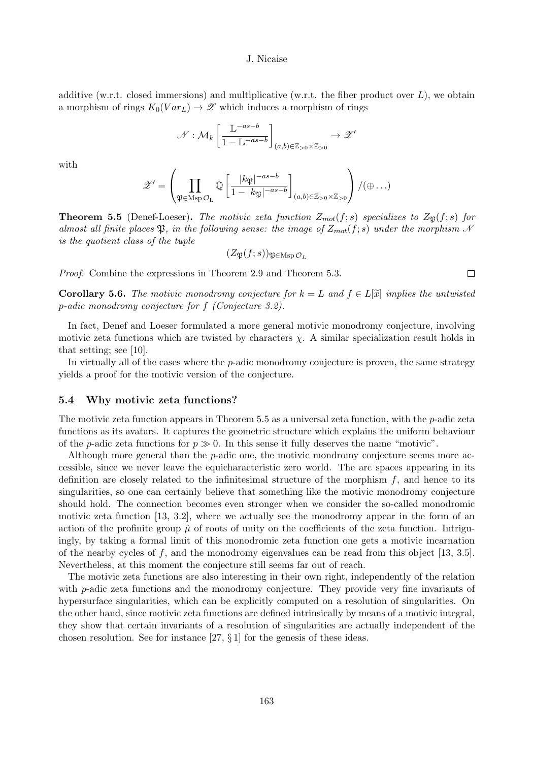additive (w.r.t. closed immersions) and multiplicative (w.r.t. the fiber product over $L$), we obtain a morphism of rings $K_0(Var_L) \to \mathscr{Z}$ which induces a morphism of rings

$$\mathscr{N}: \mathcal{M}_k\left[\frac{\mathbb{L}^{-as-b}}{1-\mathbb{L}^{-as-b}}\right]_{(a,b)\in\mathbb{Z}_{>0}\times\mathbb{Z}_{>0}} \to \mathscr{Z}'$$

with

$$\mathscr{Z}' = \left(\prod_{\mathfrak{P}\in\mathrm{Msp}\,\mathcal{O}_L}\mathbb{Q}\left[\frac{|k_{\mathfrak{P}}|^{-as-b}}{1-|k_{\mathfrak{P}}|^{-as-b}}\right]_{(a,b)\in\mathbb{Z}_{>0}\times\mathbb{Z}_{>0}}\right)/(\oplus\ldots)$$

**Theorem 5.5** (Denef-Loeser)**.** *The motivic zeta function $Z_{mot}(f;s)$ specializes to $Z_{\mathfrak{P}}(f;s)$ for almost all finite places $\mathfrak{P}$, in the following sense: the image of $Z_{mot}(f;s)$ under the morphism $\mathscr{N}$ is the quotient class of the tuple*

$$(Z_{\mathfrak{P}}(f;s))_{\mathfrak{P}\in\mathrm{Msp}\,\mathcal{O}_L}$$

*Proof.* Combine the expressions in Theorem 2.9 and Theorem 5.3. $\square$

**Corollary 5.6.** *The motivic monodromy conjecture for $k=L$ and $f\in L[\widetilde{x}]$ implies the untwisted p-adic monodromy conjecture for $f$ (Conjecture 3.2).*

In fact, Denef and Loeser formulated a more general motivic monodromy conjecture, involving motivic zeta functions which are twisted by characters $\chi$. A similar specialization result holds in that setting; see [10].

In virtually all of the cases where the $p$-adic monodromy conjecture is proven, the same strategy yields a proof for the motivic version of the conjecture.

### 5.4 Why motivic zeta functions?

The motivic zeta function appears in Theorem 5.5 as a universal zeta function, with the $p$-adic zeta functions as its avatars. It captures the geometric structure which explains the uniform behaviour of the $p$-adic zeta functions for $p \gg 0$. In this sense it fully deserves the name "motivic".

Although more general than the $p$-adic one, the motivic mondromy conjecture seems more accessible, since we never leave the equicharacteristic zero world. The arc spaces appearing in its definition are closely related to the infinitesimal structure of the morphism $f$, and hence to its singularities, so one can certainly believe that something like the motivic monodromy conjecture should hold. The connection becomes even stronger when we consider the so-called monodromic motivic zeta function [13, 3.2], where we actually see the monodromy appear in the form of an action of the profinite group $\hat{\mu}$ of roots of unity on the coefficients of the zeta function. Intriguingly, by taking a formal limit of this monodromic zeta function one gets a motivic incarnation of the nearby cycles of $f$, and the monodromy eigenvalues can be read from this object [13, 3.5]. Nevertheless, at this moment the conjecture still seems far out of reach.

The motivic zeta functions are also interesting in their own right, independently of the relation with $p$-adic zeta functions and the monodromy conjecture. They provide very fine invariants of hypersurface singularities, which can be explicitly computed on a resolution of singularities. On the other hand, since motivic zeta functions are defined intrinsically by means of a motivic integral, they show that certain invariants of a resolution of singularities are actually independent of the chosen resolution. See for instance [27, § 1] for the genesis of these ideas.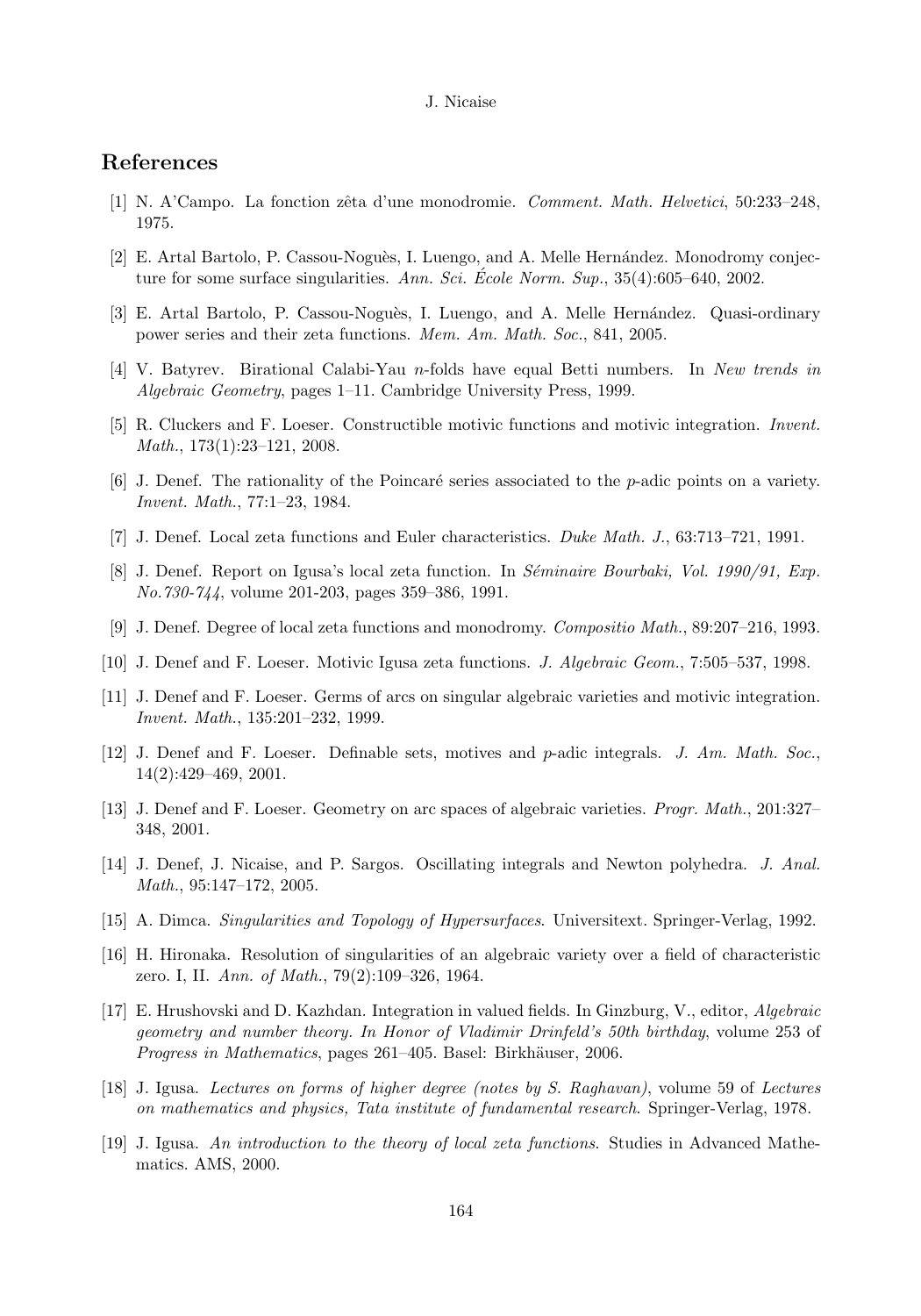## References

[1] N. A'Campo. La fonction zêta d'une monodromie. *Comment. Math. Helvetici*, 50:233–248, 1975.

[2] E. Artal Bartolo, P. Cassou-Noguès, I. Luengo, and A. Melle Hernández. Monodromy conjecture for some surface singularities. *Ann. Sci. École Norm. Sup.*, 35(4):605–640, 2002.

[3] E. Artal Bartolo, P. Cassou-Noguès, I. Luengo, and A. Melle Hernández. Quasi-ordinary power series and their zeta functions. *Mem. Am. Math. Soc.*, 841, 2005.

[4] V. Batyrev. Birational Calabi-Yau $n$-folds have equal Betti numbers. In *New trends in Algebraic Geometry*, pages 1–11. Cambridge University Press, 1999.

[5] R. Cluckers and F. Loeser. Constructible motivic functions and motivic integration. *Invent. Math.*, 173(1):23–121, 2008.

[6] J. Denef. The rationality of the Poincaré series associated to the $p$-adic points on a variety. *Invent. Math.*, 77:1–23, 1984.

[7] J. Denef. Local zeta functions and Euler characteristics. *Duke Math. J.*, 63:713–721, 1991.

[8] J. Denef. Report on Igusa's local zeta function. In *Séminaire Bourbaki, Vol. 1990/91, Exp. No.730-744*, volume 201-203, pages 359–386, 1991.

[9] J. Denef. Degree of local zeta functions and monodromy. *Compositio Math.*, 89:207–216, 1993.

[10] J. Denef and F. Loeser. Motivic Igusa zeta functions. *J. Algebraic Geom.*, 7:505–537, 1998.

[11] J. Denef and F. Loeser. Germs of arcs on singular algebraic varieties and motivic integration. *Invent. Math.*, 135:201–232, 1999.

[12] J. Denef and F. Loeser. Definable sets, motives and $p$-adic integrals. *J. Am. Math. Soc.*, 14(2):429–469, 2001.

[13] J. Denef and F. Loeser. Geometry on arc spaces of algebraic varieties. *Progr. Math.*, 201:327–348, 2001.

[14] J. Denef, J. Nicaise, and P. Sargos. Oscillating integrals and Newton polyhedra. *J. Anal. Math.*, 95:147–172, 2005.

[15] A. Dimca. *Singularities and Topology of Hypersurfaces*. Universitext. Springer-Verlag, 1992.

[16] H. Hironaka. Resolution of singularities of an algebraic variety over a field of characteristic zero. I, II. *Ann. of Math.*, 79(2):109–326, 1964.

[17] E. Hrushovski and D. Kazhdan. Integration in valued fields. In Ginzburg, V., editor, *Algebraic geometry and number theory. In Honor of Vladimir Drinfeld's 50th birthday*, volume 253 of *Progress in Mathematics*, pages 261–405. Basel: Birkhäuser, 2006.

[18] J. Igusa. *Lectures on forms of higher degree (notes by S. Raghavan)*, volume 59 of *Lectures on mathematics and physics, Tata institute of fundamental research*. Springer-Verlag, 1978.

[19] J. Igusa. *An introduction to the theory of local zeta functions*. Studies in Advanced Mathematics. AMS, 2000.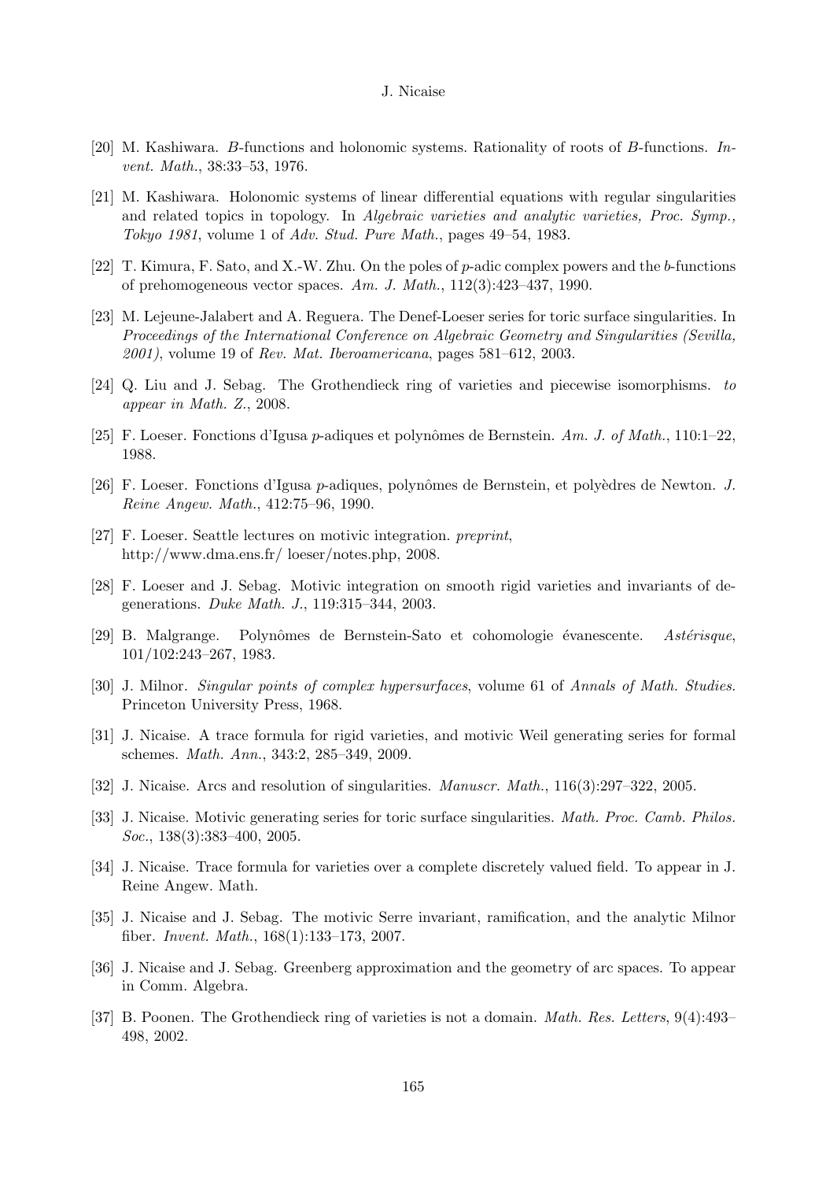[20] M. Kashiwara. *B*-functions and holonomic systems. Rationality of roots of *B*-functions. *Invent. Math.*, 38:33–53, 1976.

[21] M. Kashiwara. Holonomic systems of linear differential equations with regular singularities and related topics in topology. In *Algebraic varieties and analytic varieties, Proc. Symp., Tokyo 1981*, volume 1 of *Adv. Stud. Pure Math.*, pages 49–54, 1983.

[22] T. Kimura, F. Sato, and X.-W. Zhu. On the poles of $p$-adic complex powers and the $b$-functions of prehomogeneous vector spaces. *Am. J. Math.*, 112(3):423–437, 1990.

[23] M. Lejeune-Jalabert and A. Reguera. The Denef-Loeser series for toric surface singularities. In *Proceedings of the International Conference on Algebraic Geometry and Singularities (Sevilla, 2001)*, volume 19 of *Rev. Mat. Iberoamericana*, pages 581–612, 2003.

[24] Q. Liu and J. Sebag. The Grothendieck ring of varieties and piecewise isomorphisms. *to appear in Math. Z.*, 2008.

[25] F. Loeser. Fonctions d'Igusa $p$-adiques et polynômes de Bernstein. *Am. J. of Math.*, 110:1–22, 1988.

[26] F. Loeser. Fonctions d'Igusa $p$-adiques, polynômes de Bernstein, et polyèdres de Newton. *J. Reine Angew. Math.*, 412:75–96, 1990.

[27] F. Loeser. Seattle lectures on motivic integration. *preprint*, http://www.dma.ens.fr/ loeser/notes.php, 2008.

[28] F. Loeser and J. Sebag. Motivic integration on smooth rigid varieties and invariants of degenerations. *Duke Math. J.*, 119:315–344, 2003.

[29] B. Malgrange. Polynômes de Bernstein-Sato et cohomologie évanescente. *Astérisque*, 101/102:243–267, 1983.

[30] J. Milnor. *Singular points of complex hypersurfaces*, volume 61 of *Annals of Math. Studies*. Princeton University Press, 1968.

[31] J. Nicaise. A trace formula for rigid varieties, and motivic Weil generating series for formal schemes. *Math. Ann.*, 343:2, 285–349, 2009.

[32] J. Nicaise. Arcs and resolution of singularities. *Manuscr. Math.*, 116(3):297–322, 2005.

[33] J. Nicaise. Motivic generating series for toric surface singularities. *Math. Proc. Camb. Philos. Soc.*, 138(3):383–400, 2005.

[34] J. Nicaise. Trace formula for varieties over a complete discretely valued field. To appear in J. Reine Angew. Math.

[35] J. Nicaise and J. Sebag. The motivic Serre invariant, ramification, and the analytic Milnor fiber. *Invent. Math.*, 168(1):133–173, 2007.

[36] J. Nicaise and J. Sebag. Greenberg approximation and the geometry of arc spaces. To appear in Comm. Algebra.

[37] B. Poonen. The Grothendieck ring of varieties is not a domain. *Math. Res. Letters*, 9(4):493–498, 2002.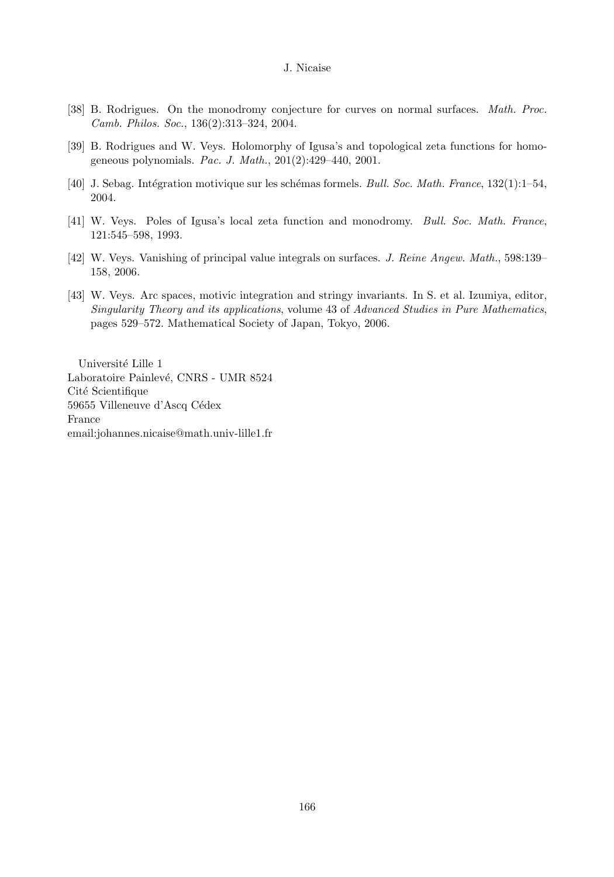[38] B. Rodrigues. On the monodromy conjecture for curves on normal surfaces. *Math. Proc. Camb. Philos. Soc.*, 136(2):313–324, 2004.

[39] B. Rodrigues and W. Veys. Holomorphy of Igusa's and topological zeta functions for homogeneous polynomials. *Pac. J. Math.*, 201(2):429–440, 2001.

[40] J. Sebag. Intégration motivique sur les schémas formels. *Bull. Soc. Math. France*, 132(1):1–54, 2004.

[41] W. Veys. Poles of Igusa's local zeta function and monodromy. *Bull. Soc. Math. France*, 121:545–598, 1993.

[42] W. Veys. Vanishing of principal value integrals on surfaces. *J. Reine Angew. Math.*, 598:139–158, 2006.

[43] W. Veys. Arc spaces, motivic integration and stringy invariants. In S. et al. Izumiya, editor, *Singularity Theory and its applications*, volume 43 of *Advanced Studies in Pure Mathematics*, pages 529–572. Mathematical Society of Japan, Tokyo, 2006.

Université Lille 1
Laboratoire Painlevé, CNRS - UMR 8524
Cité Scientifique
59655 Villeneuve d'Ascq Cédex
France
email:johannes.nicaise@math.univ-lille1.fr